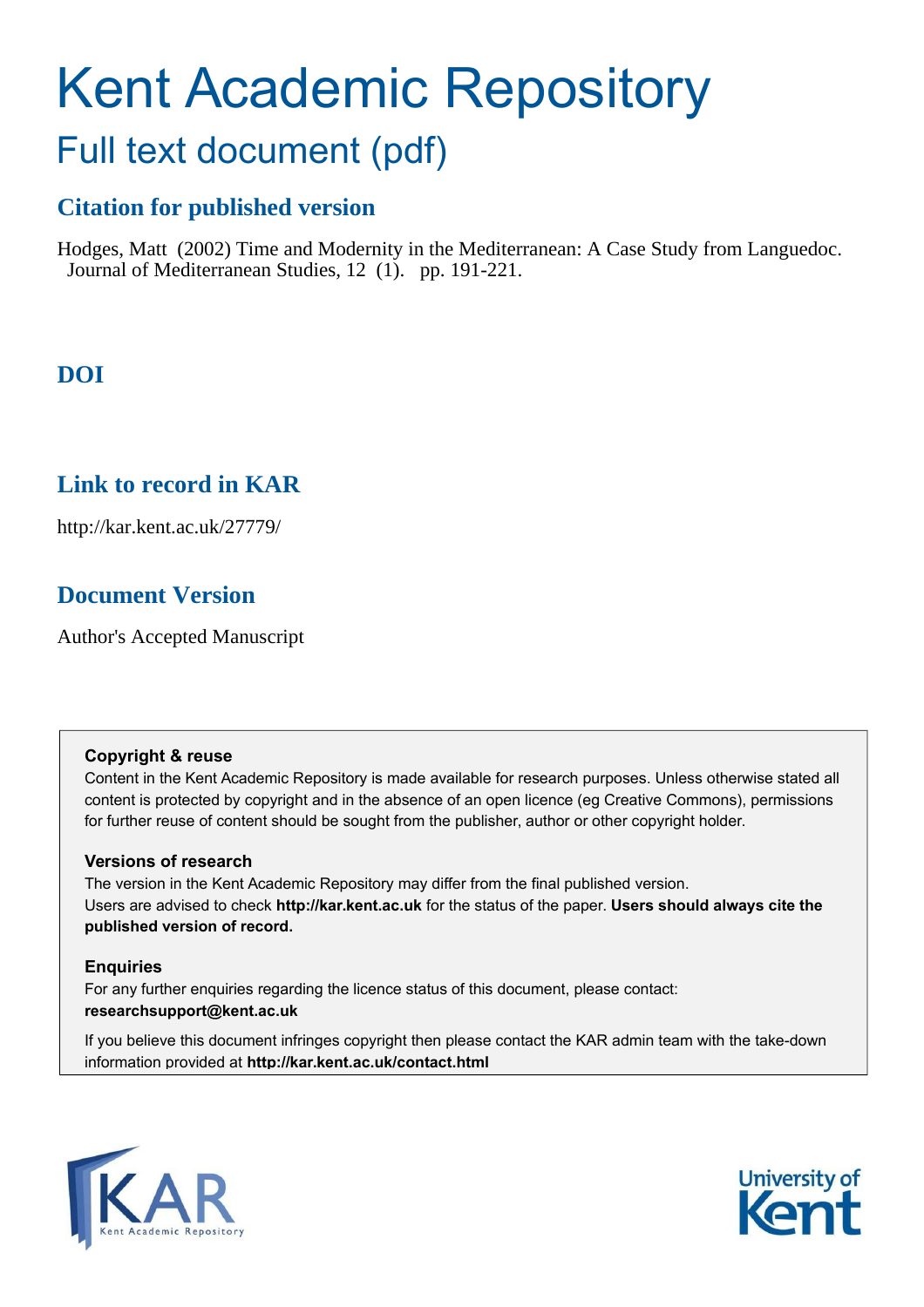# Kent Academic Repository

## Full text document (pdf)

## Citation for published version

Hodges, Matt (2002) Time and Modernity in the Mediterranean: A Case Study from Languedoc. Journal of Mediterranean Studies, 12 (1). pp. 191-221.

## DOI

## Link to record in KAR

http://kar.kent.ac.uk/27779/

## Document Version

Author's Accepted Manuscript

**Copyright & reuse**

Content in the Kent Academic Repository is made available for research purposes. Unless otherwise stated all content is protected by copyright and in the absence of an open licence (eg Creative Commons), permissions for further reuse of content should be sought from the publisher, author or other copyright holder.

**Versions of research**

The version in the Kent Academic Repository may differ from the final published version. Users are advised to check **http://kar.kent.ac.uk** for the status of the paper. **Users should always cite the published version of record.**

**Enquiries**

For any further enquiries regarding the licence status of this document, please contact: **researchsupport@kent.ac.uk**

If you believe this document infringes copyright then please contact the KAR admin team with the take-down information provided at **http://kar.kent.ac.uk/contact.html**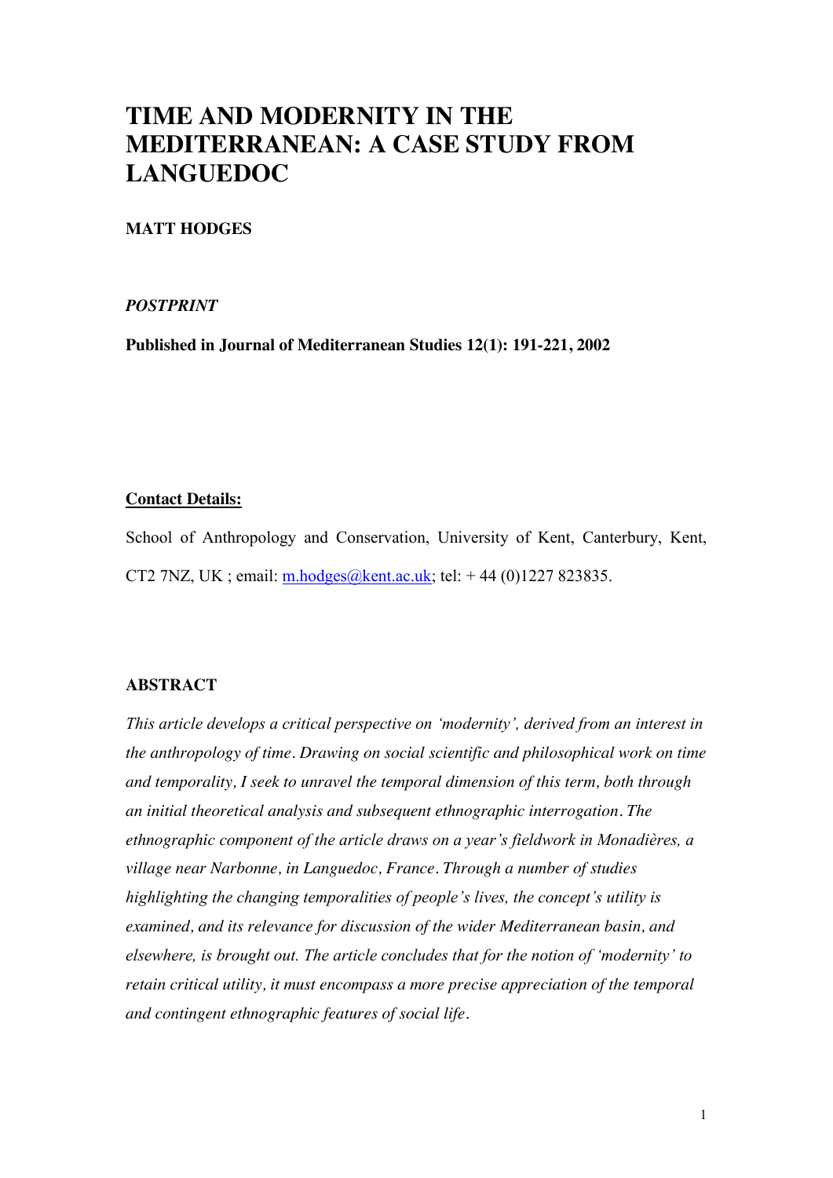# TIME AND MODERNITY IN THE MEDITERRANEAN: A CASE STUDY FROM LANGUEDOC

**MATT HODGES**

***POSTPRINT***

**Published in Journal of Mediterranean Studies 12(1): 191-221, 2002**

**Contact Details:**

School of Anthropology and Conservation, University of Kent, Canterbury, Kent, CT2 7NZ, UK ; email: m.hodges@kent.ac.uk; tel: + 44 (0)1227 823835.

**ABSTRACT**

*This article develops a critical perspective on 'modernity', derived from an interest in the anthropology of time. Drawing on social scientific and philosophical work on time and temporality, I seek to unravel the temporal dimension of this term, both through an initial theoretical analysis and subsequent ethnographic interrogation. The ethnographic component of the article draws on a year's fieldwork in Monadières, a village near Narbonne, in Languedoc, France. Through a number of studies highlighting the changing temporalities of people's lives, the concept's utility is examined, and its relevance for discussion of the wider Mediterranean basin, and elsewhere, is brought out. The article concludes that for the notion of 'modernity' to retain critical utility, it must encompass a more precise appreciation of the temporal and contingent ethnographic features of social life.*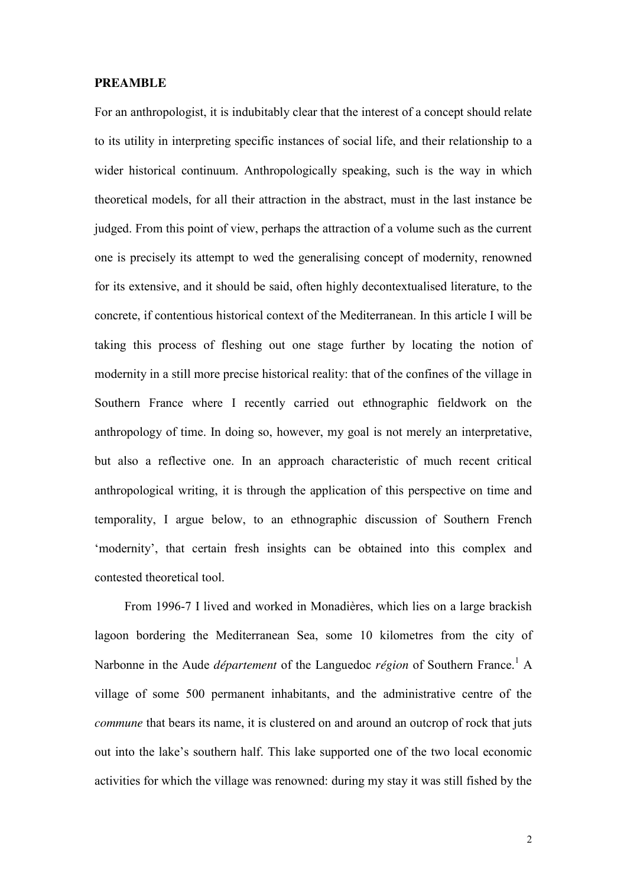## PREAMBLE

For an anthropologist, it is indubitably clear that the interest of a concept should relate to its utility in interpreting specific instances of social life, and their relationship to a wider historical continuum. Anthropologically speaking, such is the way in which theoretical models, for all their attraction in the abstract, must in the last instance be judged. From this point of view, perhaps the attraction of a volume such as the current one is precisely its attempt to wed the generalising concept of modernity, renowned for its extensive, and it should be said, often highly decontextualised literature, to the concrete, if contentious historical context of the Mediterranean. In this article I will be taking this process of fleshing out one stage further by locating the notion of modernity in a still more precise historical reality: that of the confines of the village in Southern France where I recently carried out ethnographic fieldwork on the anthropology of time. In doing so, however, my goal is not merely an interpretative, but also a reflective one. In an approach characteristic of much recent critical anthropological writing, it is through the application of this perspective on time and temporality, I argue below, to an ethnographic discussion of Southern French 'modernity', that certain fresh insights can be obtained into this complex and contested theoretical tool.

From 1996-7 I lived and worked in Monadières, which lies on a large brackish lagoon bordering the Mediterranean Sea, some 10 kilometres from the city of Narbonne in the Aude *département* of the Languedoc *région* of Southern France.[1] A village of some 500 permanent inhabitants, and the administrative centre of the *commune* that bears its name, it is clustered on and around an outcrop of rock that juts out into the lake's southern half. This lake supported one of the two local economic activities for which the village was renowned: during my stay it was still fished by the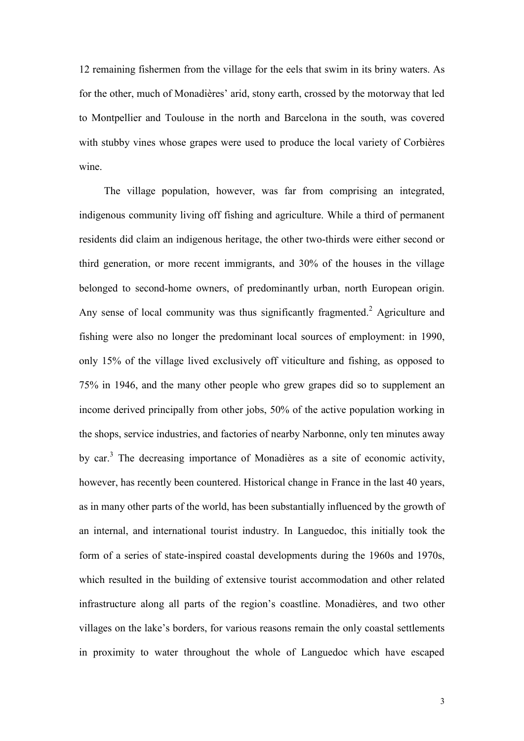12 remaining fishermen from the village for the eels that swim in its briny waters. As for the other, much of Monadières' arid, stony earth, crossed by the motorway that led to Montpellier and Toulouse in the north and Barcelona in the south, was covered with stubby vines whose grapes were used to produce the local variety of Corbières wine.

The village population, however, was far from comprising an integrated, indigenous community living off fishing and agriculture. While a third of permanent residents did claim an indigenous heritage, the other two-thirds were either second or third generation, or more recent immigrants, and 30% of the houses in the village belonged to second-home owners, of predominantly urban, north European origin. Any sense of local community was thus significantly fragmented.[2] Agriculture and fishing were also no longer the predominant local sources of employment: in 1990, only 15% of the village lived exclusively off viticulture and fishing, as opposed to 75% in 1946, and the many other people who grew grapes did so to supplement an income derived principally from other jobs, 50% of the active population working in the shops, service industries, and factories of nearby Narbonne, only ten minutes away by car.[3] The decreasing importance of Monadières as a site of economic activity, however, has recently been countered. Historical change in France in the last 40 years, as in many other parts of the world, has been substantially influenced by the growth of an internal, and international tourist industry. In Languedoc, this initially took the form of a series of state-inspired coastal developments during the 1960s and 1970s, which resulted in the building of extensive tourist accommodation and other related infrastructure along all parts of the region's coastline. Monadières, and two other villages on the lake's borders, for various reasons remain the only coastal settlements in proximity to water throughout the whole of Languedoc which have escaped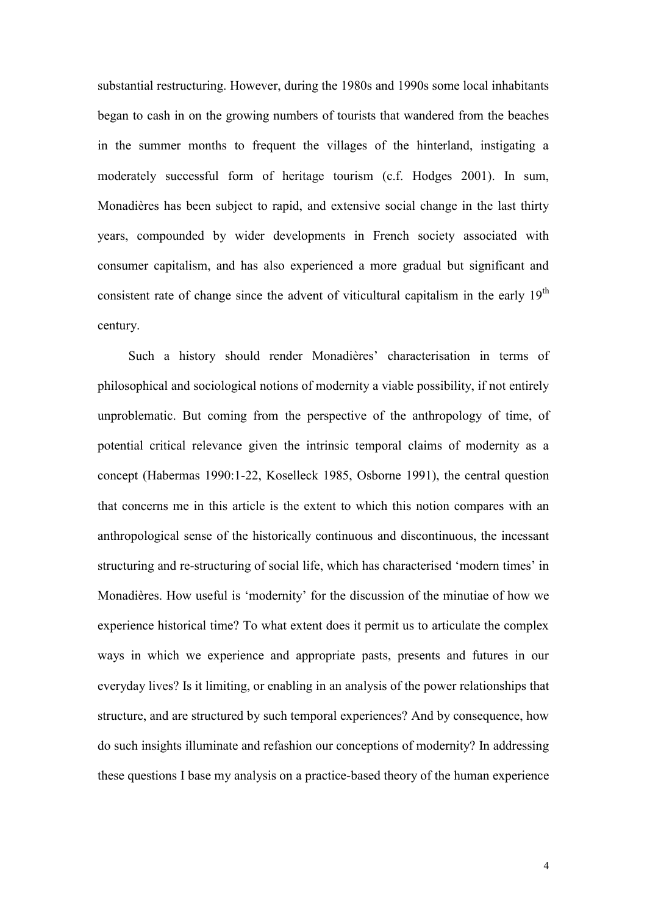substantial restructuring. However, during the 1980s and 1990s some local inhabitants began to cash in on the growing numbers of tourists that wandered from the beaches in the summer months to frequent the villages of the hinterland, instigating a moderately successful form of heritage tourism (c.f. Hodges 2001). In sum, Monadières has been subject to rapid, and extensive social change in the last thirty years, compounded by wider developments in French society associated with consumer capitalism, and has also experienced a more gradual but significant and consistent rate of change since the advent of viticultural capitalism in the early 19th century.

Such a history should render Monadières' characterisation in terms of philosophical and sociological notions of modernity a viable possibility, if not entirely unproblematic. But coming from the perspective of the anthropology of time, of potential critical relevance given the intrinsic temporal claims of modernity as a concept (Habermas 1990:1-22, Koselleck 1985, Osborne 1991), the central question that concerns me in this article is the extent to which this notion compares with an anthropological sense of the historically continuous and discontinuous, the incessant structuring and re-structuring of social life, which has characterised 'modern times' in Monadières. How useful is 'modernity' for the discussion of the minutiae of how we experience historical time? To what extent does it permit us to articulate the complex ways in which we experience and appropriate pasts, presents and futures in our everyday lives? Is it limiting, or enabling in an analysis of the power relationships that structure, and are structured by such temporal experiences? And by consequence, how do such insights illuminate and refashion our conceptions of modernity? In addressing these questions I base my analysis on a practice-based theory of the human experience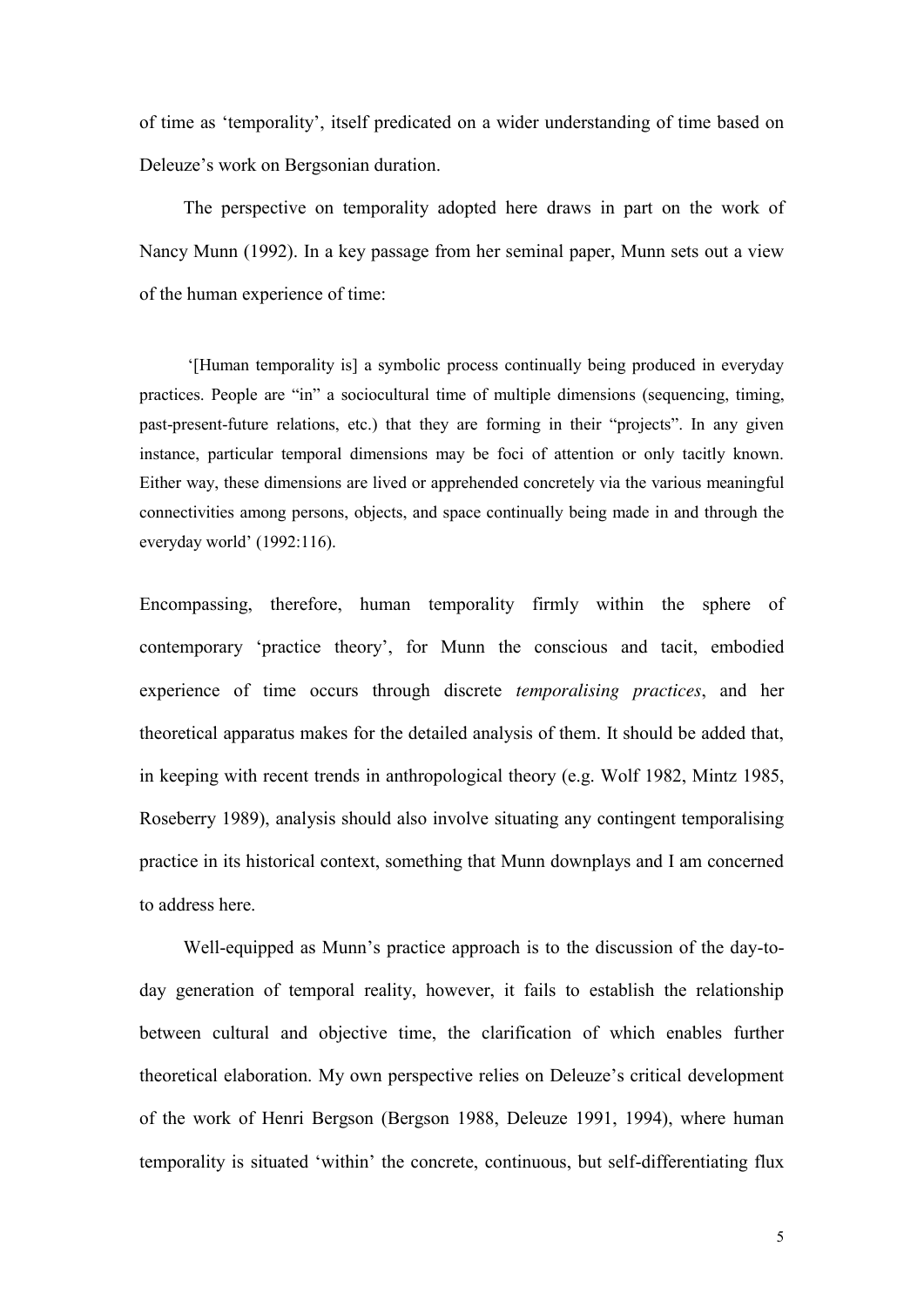of time as 'temporality', itself predicated on a wider understanding of time based on Deleuze's work on Bergsonian duration.

The perspective on temporality adopted here draws in part on the work of Nancy Munn (1992). In a key passage from her seminal paper, Munn sets out a view of the human experience of time:

> '[Human temporality is] a symbolic process continually being produced in everyday practices. People are "in" a sociocultural time of multiple dimensions (sequencing, timing, past-present-future relations, etc.) that they are forming in their "projects". In any given instance, particular temporal dimensions may be foci of attention or only tacitly known. Either way, these dimensions are lived or apprehended concretely via the various meaningful connectivities among persons, objects, and space continually being made in and through the everyday world' (1992:116).

Encompassing, therefore, human temporality firmly within the sphere of contemporary 'practice theory', for Munn the conscious and tacit, embodied experience of time occurs through discrete *temporalising practices*, and her theoretical apparatus makes for the detailed analysis of them. It should be added that, in keeping with recent trends in anthropological theory (e.g. Wolf 1982, Mintz 1985, Roseberry 1989), analysis should also involve situating any contingent temporalising practice in its historical context, something that Munn downplays and I am concerned to address here.

Well-equipped as Munn's practice approach is to the discussion of the day-to-day generation of temporal reality, however, it fails to establish the relationship between cultural and objective time, the clarification of which enables further theoretical elaboration. My own perspective relies on Deleuze's critical development of the work of Henri Bergson (Bergson 1988, Deleuze 1991, 1994), where human temporality is situated 'within' the concrete, continuous, but self-differentiating flux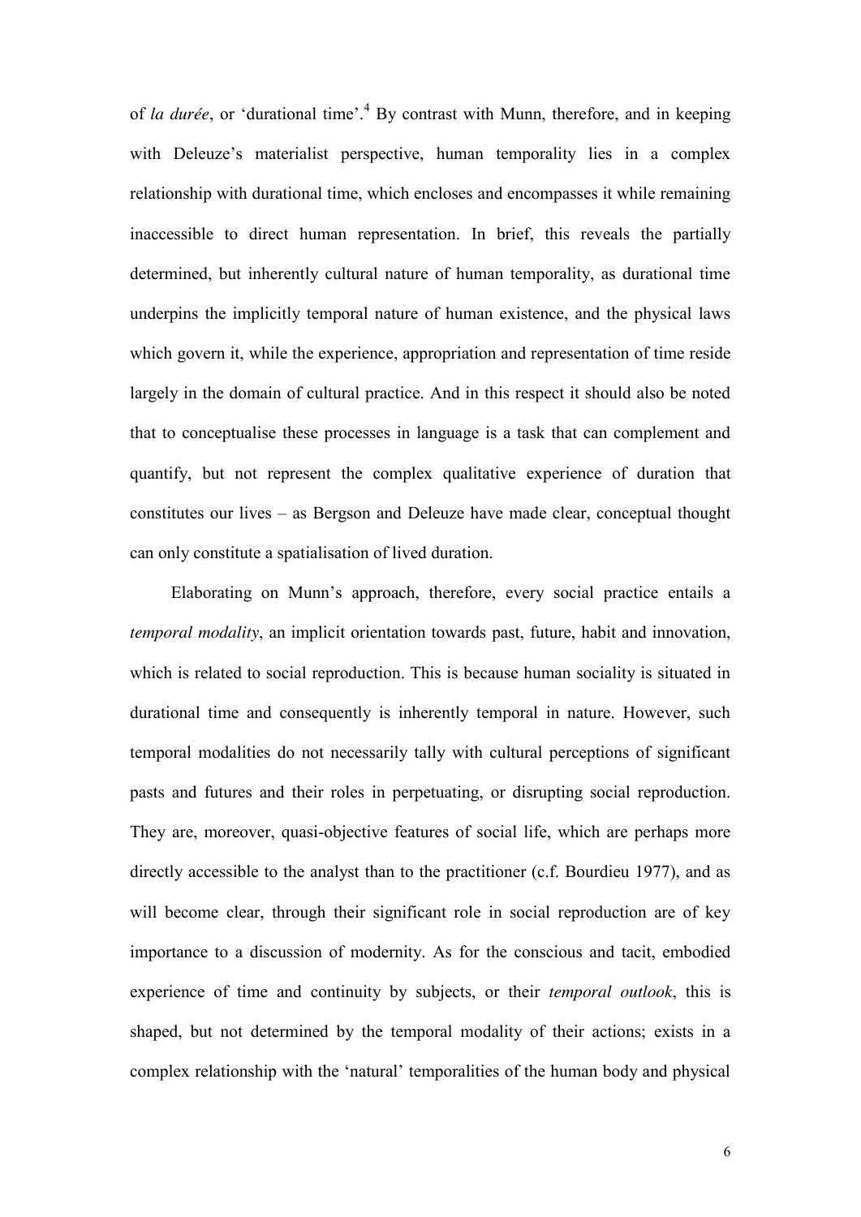of *la durée*, or 'durational time'.[4] By contrast with Munn, therefore, and in keeping with Deleuze's materialist perspective, human temporality lies in a complex relationship with durational time, which encloses and encompasses it while remaining inaccessible to direct human representation. In brief, this reveals the partially determined, but inherently cultural nature of human temporality, as durational time underpins the implicitly temporal nature of human existence, and the physical laws which govern it, while the experience, appropriation and representation of time reside largely in the domain of cultural practice. And in this respect it should also be noted that to conceptualise these processes in language is a task that can complement and quantify, but not represent the complex qualitative experience of duration that constitutes our lives – as Bergson and Deleuze have made clear, conceptual thought can only constitute a spatialisation of lived duration.

Elaborating on Munn's approach, therefore, every social practice entails a *temporal modality*, an implicit orientation towards past, future, habit and innovation, which is related to social reproduction. This is because human sociality is situated in durational time and consequently is inherently temporal in nature. However, such temporal modalities do not necessarily tally with cultural perceptions of significant pasts and futures and their roles in perpetuating, or disrupting social reproduction. They are, moreover, quasi-objective features of social life, which are perhaps more directly accessible to the analyst than to the practitioner (c.f. Bourdieu 1977), and as will become clear, through their significant role in social reproduction are of key importance to a discussion of modernity. As for the conscious and tacit, embodied experience of time and continuity by subjects, or their *temporal outlook*, this is shaped, but not determined by the temporal modality of their actions; exists in a complex relationship with the 'natural' temporalities of the human body and physical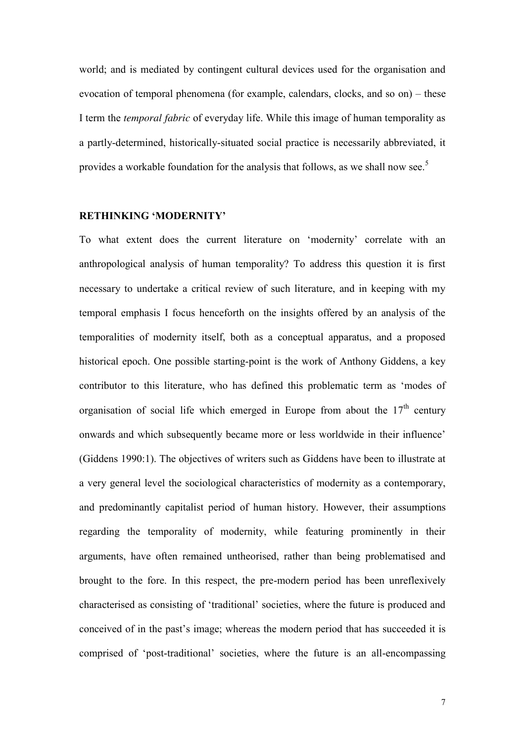world; and is mediated by contingent cultural devices used for the organisation and evocation of temporal phenomena (for example, calendars, clocks, and so on) – these I term the *temporal fabric* of everyday life. While this image of human temporality as a partly-determined, historically-situated social practice is necessarily abbreviated, it provides a workable foundation for the analysis that follows, as we shall now see.[5]

## RETHINKING 'MODERNITY'

To what extent does the current literature on 'modernity' correlate with an anthropological analysis of human temporality? To address this question it is first necessary to undertake a critical review of such literature, and in keeping with my temporal emphasis I focus henceforth on the insights offered by an analysis of the temporalities of modernity itself, both as a conceptual apparatus, and a proposed historical epoch. One possible starting-point is the work of Anthony Giddens, a key contributor to this literature, who has defined this problematic term as 'modes of organisation of social life which emerged in Europe from about the 17th century onwards and which subsequently became more or less worldwide in their influence' (Giddens 1990:1). The objectives of writers such as Giddens have been to illustrate at a very general level the sociological characteristics of modernity as a contemporary, and predominantly capitalist period of human history. However, their assumptions regarding the temporality of modernity, while featuring prominently in their arguments, have often remained untheorised, rather than being problematised and brought to the fore. In this respect, the pre-modern period has been unreflexively characterised as consisting of 'traditional' societies, where the future is produced and conceived of in the past's image; whereas the modern period that has succeeded it is comprised of 'post-traditional' societies, where the future is an all-encompassing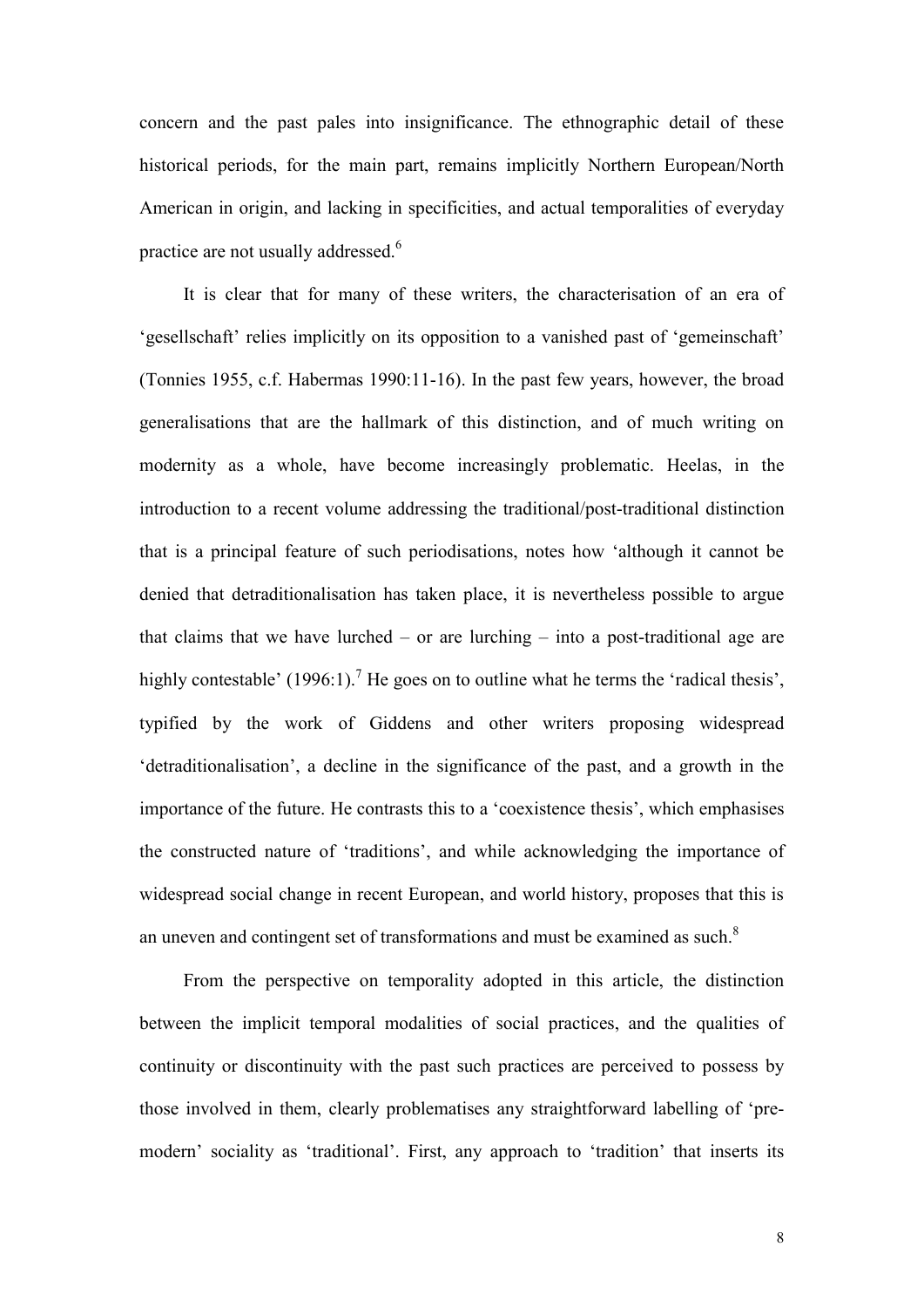concern and the past pales into insignificance. The ethnographic detail of these historical periods, for the main part, remains implicitly Northern European/North American in origin, and lacking in specificities, and actual temporalities of everyday practice are not usually addressed.[6]

It is clear that for many of these writers, the characterisation of an era of 'gesellschaft' relies implicitly on its opposition to a vanished past of 'gemeinschaft' (Tonnies 1955, c.f. Habermas 1990:11-16). In the past few years, however, the broad generalisations that are the hallmark of this distinction, and of much writing on modernity as a whole, have become increasingly problematic. Heelas, in the introduction to a recent volume addressing the traditional/post-traditional distinction that is a principal feature of such periodisations, notes how 'although it cannot be denied that detraditionalisation has taken place, it is nevertheless possible to argue that claims that we have lurched – or are lurching – into a post-traditional age are highly contestable' (1996:1).[7] He goes on to outline what he terms the 'radical thesis', typified by the work of Giddens and other writers proposing widespread 'detraditionalisation', a decline in the significance of the past, and a growth in the importance of the future. He contrasts this to a 'coexistence thesis', which emphasises the constructed nature of 'traditions', and while acknowledging the importance of widespread social change in recent European, and world history, proposes that this is an uneven and contingent set of transformations and must be examined as such.[8]

From the perspective on temporality adopted in this article, the distinction between the implicit temporal modalities of social practices, and the qualities of continuity or discontinuity with the past such practices are perceived to possess by those involved in them, clearly problematises any straightforward labelling of 'pre-modern' sociality as 'traditional'. First, any approach to 'tradition' that inserts its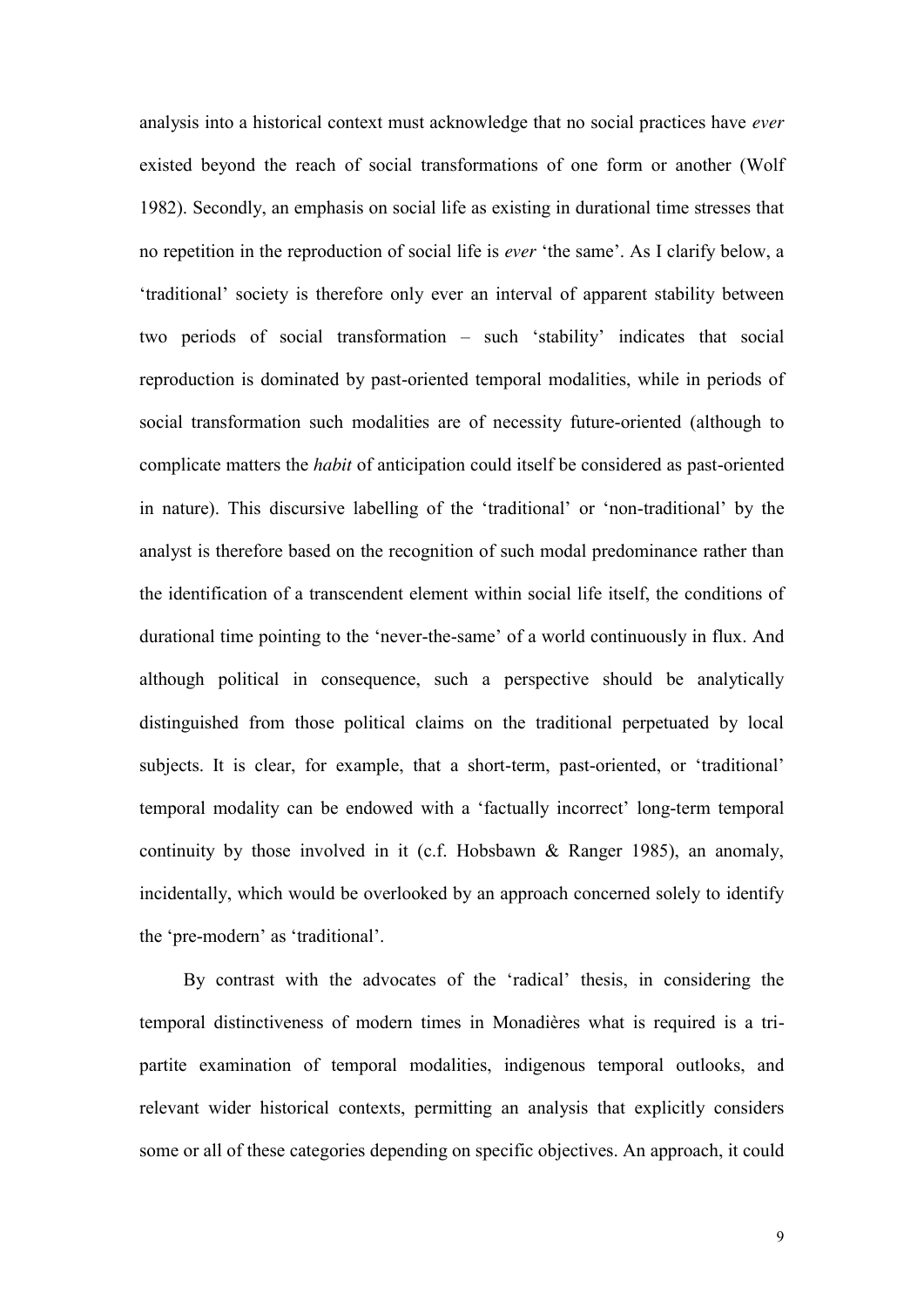analysis into a historical context must acknowledge that no social practices have *ever* existed beyond the reach of social transformations of one form or another (Wolf 1982). Secondly, an emphasis on social life as existing in durational time stresses that no repetition in the reproduction of social life is *ever* 'the same'. As I clarify below, a 'traditional' society is therefore only ever an interval of apparent stability between two periods of social transformation – such 'stability' indicates that social reproduction is dominated by past-oriented temporal modalities, while in periods of social transformation such modalities are of necessity future-oriented (although to complicate matters the *habit* of anticipation could itself be considered as past-oriented in nature). This discursive labelling of the 'traditional' or 'non-traditional' by the analyst is therefore based on the recognition of such modal predominance rather than the identification of a transcendent element within social life itself, the conditions of durational time pointing to the 'never-the-same' of a world continuously in flux. And although political in consequence, such a perspective should be analytically distinguished from those political claims on the traditional perpetuated by local subjects. It is clear, for example, that a short-term, past-oriented, or 'traditional' temporal modality can be endowed with a 'factually incorrect' long-term temporal continuity by those involved in it (c.f. Hobsbawn & Ranger 1985), an anomaly, incidentally, which would be overlooked by an approach concerned solely to identify the 'pre-modern' as 'traditional'.

By contrast with the advocates of the 'radical' thesis, in considering the temporal distinctiveness of modern times in Monadières what is required is a tri-partite examination of temporal modalities, indigenous temporal outlooks, and relevant wider historical contexts, permitting an analysis that explicitly considers some or all of these categories depending on specific objectives. An approach, it could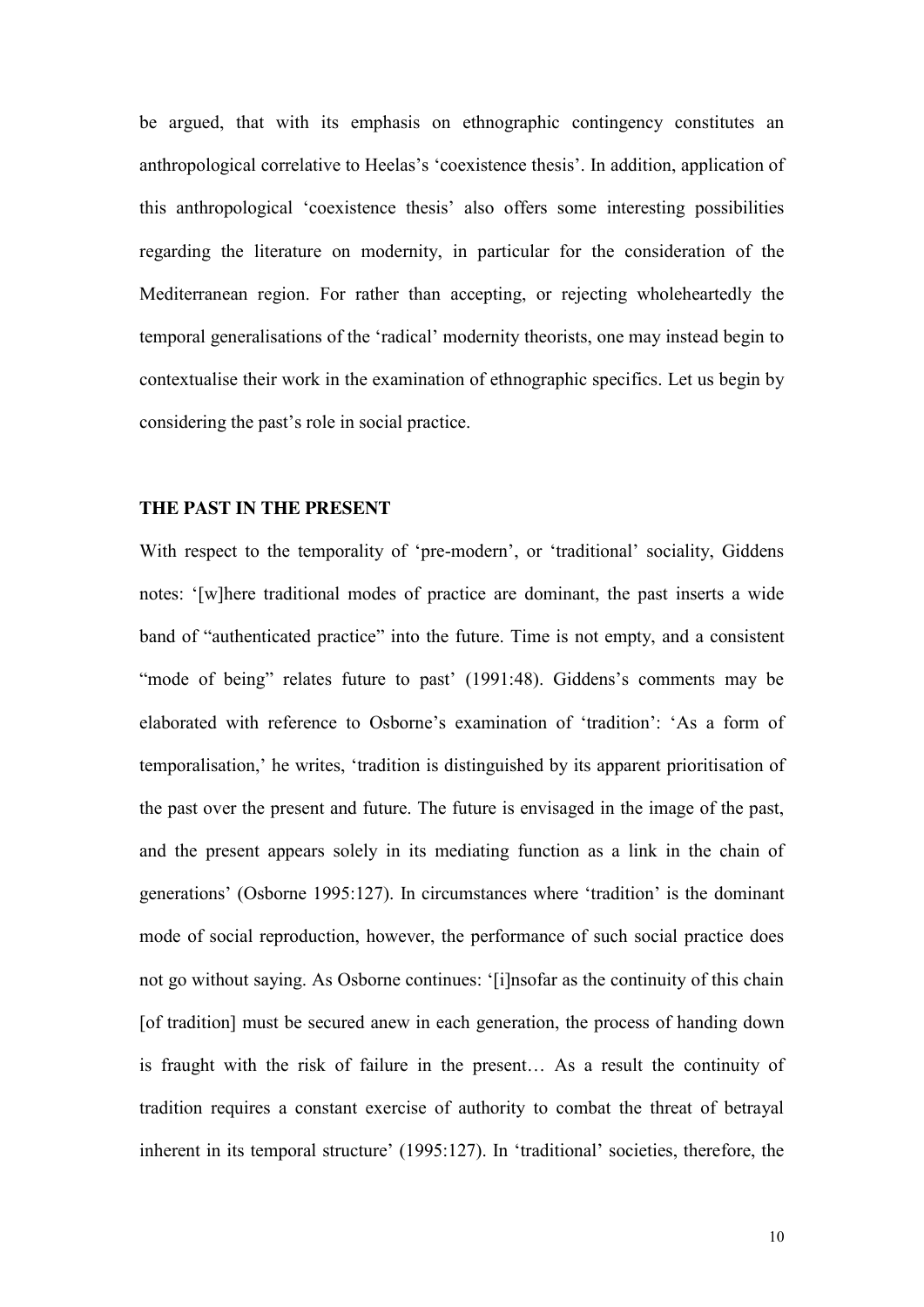be argued, that with its emphasis on ethnographic contingency constitutes an anthropological correlative to Heelas's 'coexistence thesis'. In addition, application of this anthropological 'coexistence thesis' also offers some interesting possibilities regarding the literature on modernity, in particular for the consideration of the Mediterranean region. For rather than accepting, or rejecting wholeheartedly the temporal generalisations of the 'radical' modernity theorists, one may instead begin to contextualise their work in the examination of ethnographic specifics. Let us begin by considering the past's role in social practice.

## THE PAST IN THE PRESENT

With respect to the temporality of 'pre-modern', or 'traditional' sociality, Giddens notes: '[w]here traditional modes of practice are dominant, the past inserts a wide band of "authenticated practice" into the future. Time is not empty, and a consistent "mode of being" relates future to past' (1991:48). Giddens's comments may be elaborated with reference to Osborne's examination of 'tradition': 'As a form of temporalisation,' he writes, 'tradition is distinguished by its apparent prioritisation of the past over the present and future. The future is envisaged in the image of the past, and the present appears solely in its mediating function as a link in the chain of generations' (Osborne 1995:127). In circumstances where 'tradition' is the dominant mode of social reproduction, however, the performance of such social practice does not go without saying. As Osborne continues: '[i]nsofar as the continuity of this chain [of tradition] must be secured anew in each generation, the process of handing down is fraught with the risk of failure in the present… As a result the continuity of tradition requires a constant exercise of authority to combat the threat of betrayal inherent in its temporal structure' (1995:127). In 'traditional' societies, therefore, the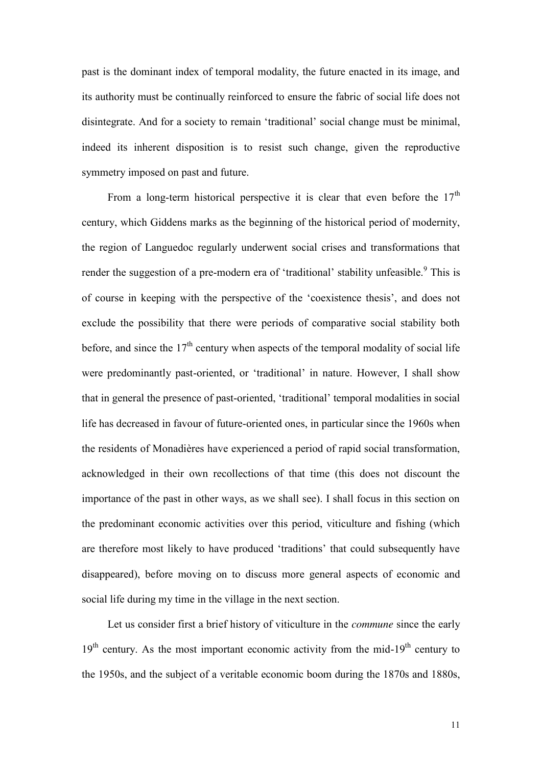past is the dominant index of temporal modality, the future enacted in its image, and its authority must be continually reinforced to ensure the fabric of social life does not disintegrate. And for a society to remain 'traditional' social change must be minimal, indeed its inherent disposition is to resist such change, given the reproductive symmetry imposed on past and future.

From a long-term historical perspective it is clear that even before the 17th century, which Giddens marks as the beginning of the historical period of modernity, the region of Languedoc regularly underwent social crises and transformations that render the suggestion of a pre-modern era of 'traditional' stability unfeasible.[9] This is of course in keeping with the perspective of the 'coexistence thesis', and does not exclude the possibility that there were periods of comparative social stability both before, and since the 17th century when aspects of the temporal modality of social life were predominantly past-oriented, or 'traditional' in nature. However, I shall show that in general the presence of past-oriented, 'traditional' temporal modalities in social life has decreased in favour of future-oriented ones, in particular since the 1960s when the residents of Monadières have experienced a period of rapid social transformation, acknowledged in their own recollections of that time (this does not discount the importance of the past in other ways, as we shall see). I shall focus in this section on the predominant economic activities over this period, viticulture and fishing (which are therefore most likely to have produced 'traditions' that could subsequently have disappeared), before moving on to discuss more general aspects of economic and social life during my time in the village in the next section.

Let us consider first a brief history of viticulture in the *commune* since the early 19th century. As the most important economic activity from the mid-19th century to the 1950s, and the subject of a veritable economic boom during the 1870s and 1880s,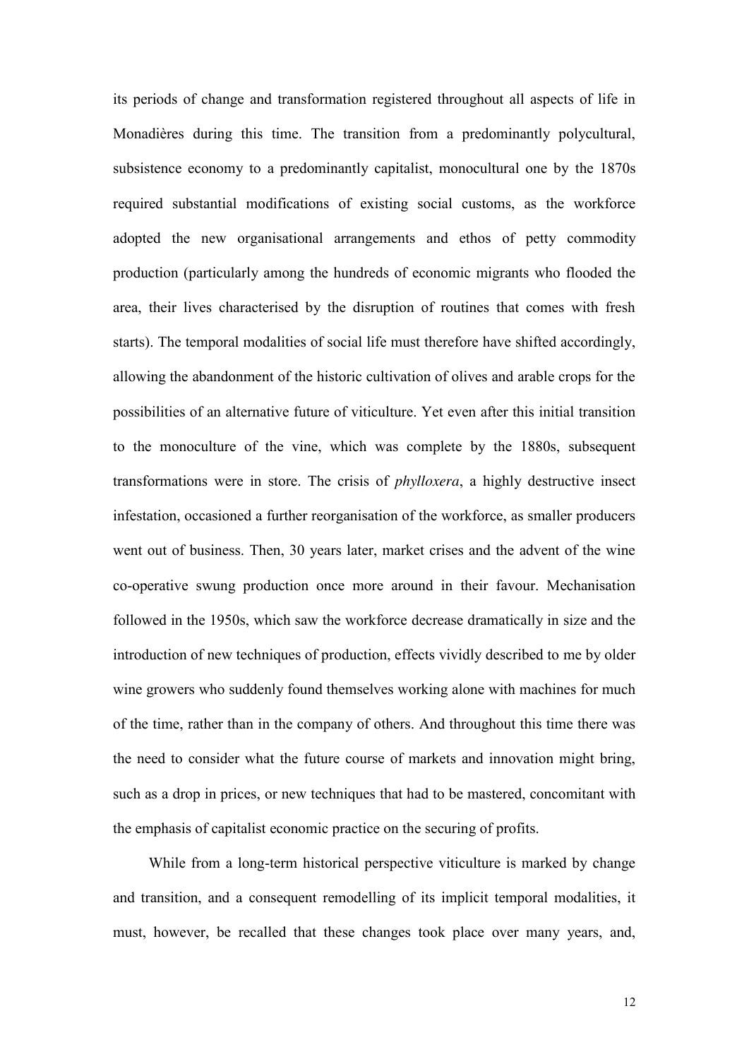its periods of change and transformation registered throughout all aspects of life in Monadières during this time. The transition from a predominantly polycultural, subsistence economy to a predominantly capitalist, monocultural one by the 1870s required substantial modifications of existing social customs, as the workforce adopted the new organisational arrangements and ethos of petty commodity production (particularly among the hundreds of economic migrants who flooded the area, their lives characterised by the disruption of routines that comes with fresh starts). The temporal modalities of social life must therefore have shifted accordingly, allowing the abandonment of the historic cultivation of olives and arable crops for the possibilities of an alternative future of viticulture. Yet even after this initial transition to the monoculture of the vine, which was complete by the 1880s, subsequent transformations were in store. The crisis of *phylloxera*, a highly destructive insect infestation, occasioned a further reorganisation of the workforce, as smaller producers went out of business. Then, 30 years later, market crises and the advent of the wine co-operative swung production once more around in their favour. Mechanisation followed in the 1950s, which saw the workforce decrease dramatically in size and the introduction of new techniques of production, effects vividly described to me by older wine growers who suddenly found themselves working alone with machines for much of the time, rather than in the company of others. And throughout this time there was the need to consider what the future course of markets and innovation might bring, such as a drop in prices, or new techniques that had to be mastered, concomitant with the emphasis of capitalist economic practice on the securing of profits.

While from a long-term historical perspective viticulture is marked by change and transition, and a consequent remodelling of its implicit temporal modalities, it must, however, be recalled that these changes took place over many years, and,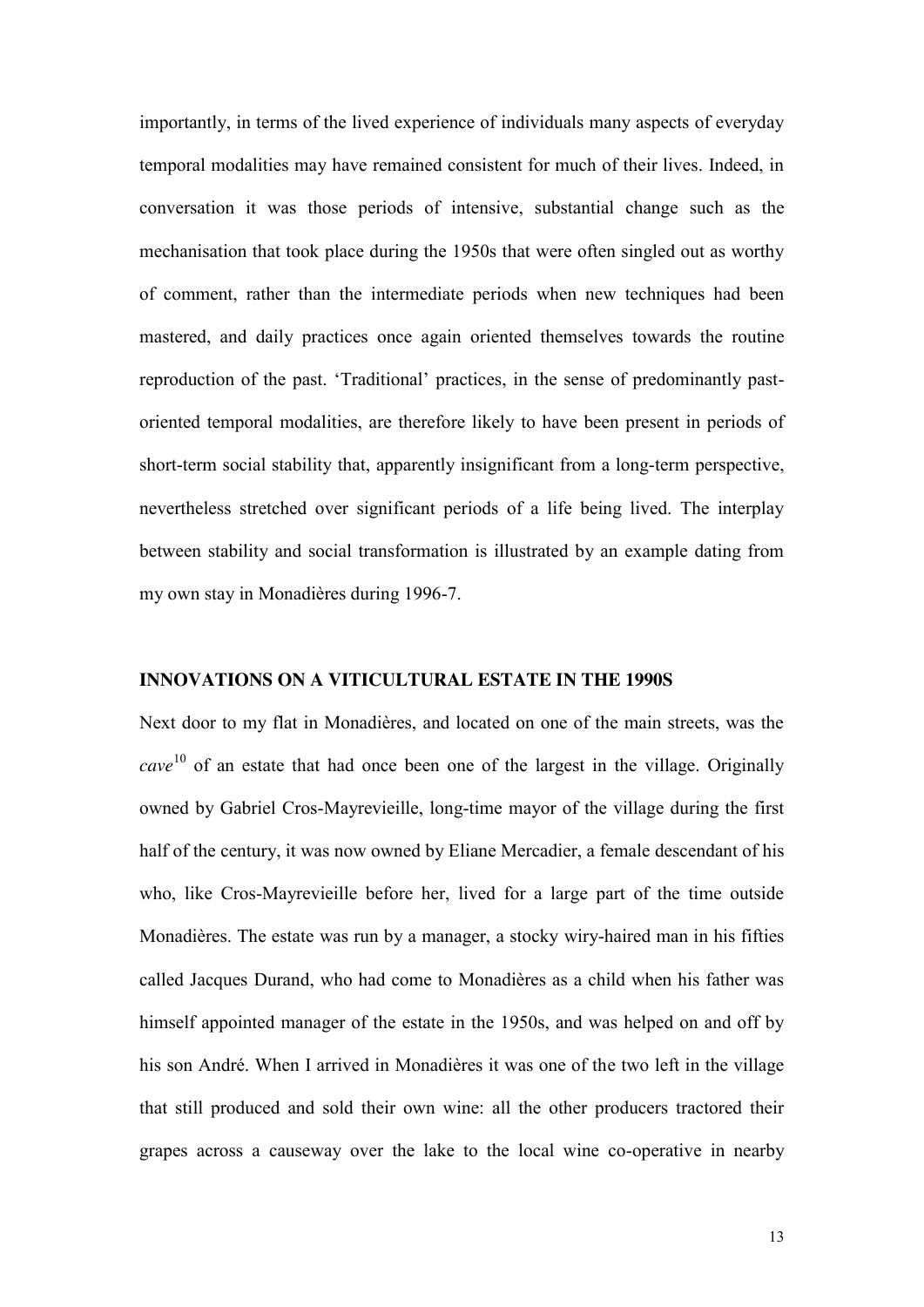importantly, in terms of the lived experience of individuals many aspects of everyday temporal modalities may have remained consistent for much of their lives. Indeed, in conversation it was those periods of intensive, substantial change such as the mechanisation that took place during the 1950s that were often singled out as worthy of comment, rather than the intermediate periods when new techniques had been mastered, and daily practices once again oriented themselves towards the routine reproduction of the past. 'Traditional' practices, in the sense of predominantly past-oriented temporal modalities, are therefore likely to have been present in periods of short-term social stability that, apparently insignificant from a long-term perspective, nevertheless stretched over significant periods of a life being lived. The interplay between stability and social transformation is illustrated by an example dating from my own stay in Monadières during 1996-7.

## INNOVATIONS ON A VITICULTURAL ESTATE IN THE 1990S

Next door to my flat in Monadières, and located on one of the main streets, was the *cave*[10] of an estate that had once been one of the largest in the village. Originally owned by Gabriel Cros-Mayrevieille, long-time mayor of the village during the first half of the century, it was now owned by Eliane Mercadier, a female descendant of his who, like Cros-Mayrevieille before her, lived for a large part of the time outside Monadières. The estate was run by a manager, a stocky wiry-haired man in his fifties called Jacques Durand, who had come to Monadières as a child when his father was himself appointed manager of the estate in the 1950s, and was helped on and off by his son André. When I arrived in Monadières it was one of the two left in the village that still produced and sold their own wine: all the other producers tractored their grapes across a causeway over the lake to the local wine co-operative in nearby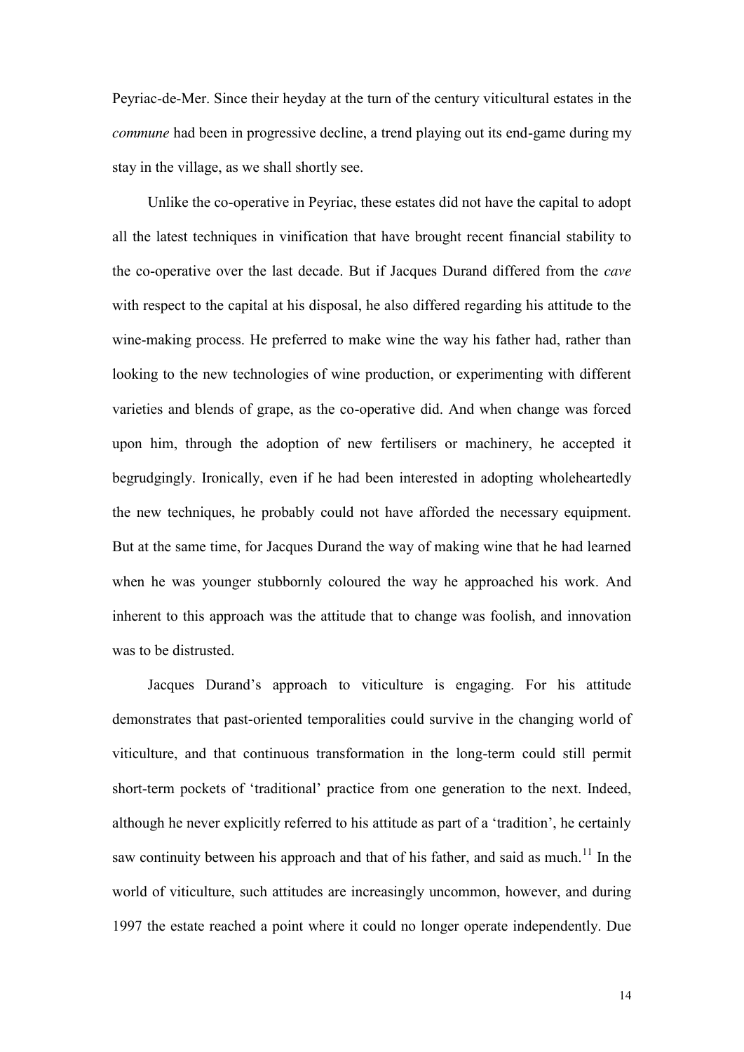Peyriac-de-Mer. Since their heyday at the turn of the century viticultural estates in the *commune* had been in progressive decline, a trend playing out its end-game during my stay in the village, as we shall shortly see.

Unlike the co-operative in Peyriac, these estates did not have the capital to adopt all the latest techniques in vinification that have brought recent financial stability to the co-operative over the last decade. But if Jacques Durand differed from the *cave* with respect to the capital at his disposal, he also differed regarding his attitude to the wine-making process. He preferred to make wine the way his father had, rather than looking to the new technologies of wine production, or experimenting with different varieties and blends of grape, as the co-operative did. And when change was forced upon him, through the adoption of new fertilisers or machinery, he accepted it begrudgingly. Ironically, even if he had been interested in adopting wholeheartedly the new techniques, he probably could not have afforded the necessary equipment. But at the same time, for Jacques Durand the way of making wine that he had learned when he was younger stubbornly coloured the way he approached his work. And inherent to this approach was the attitude that to change was foolish, and innovation was to be distrusted.

Jacques Durand's approach to viticulture is engaging. For his attitude demonstrates that past-oriented temporalities could survive in the changing world of viticulture, and that continuous transformation in the long-term could still permit short-term pockets of 'traditional' practice from one generation to the next. Indeed, although he never explicitly referred to his attitude as part of a 'tradition', he certainly saw continuity between his approach and that of his father, and said as much.[11] In the world of viticulture, such attitudes are increasingly uncommon, however, and during 1997 the estate reached a point where it could no longer operate independently. Due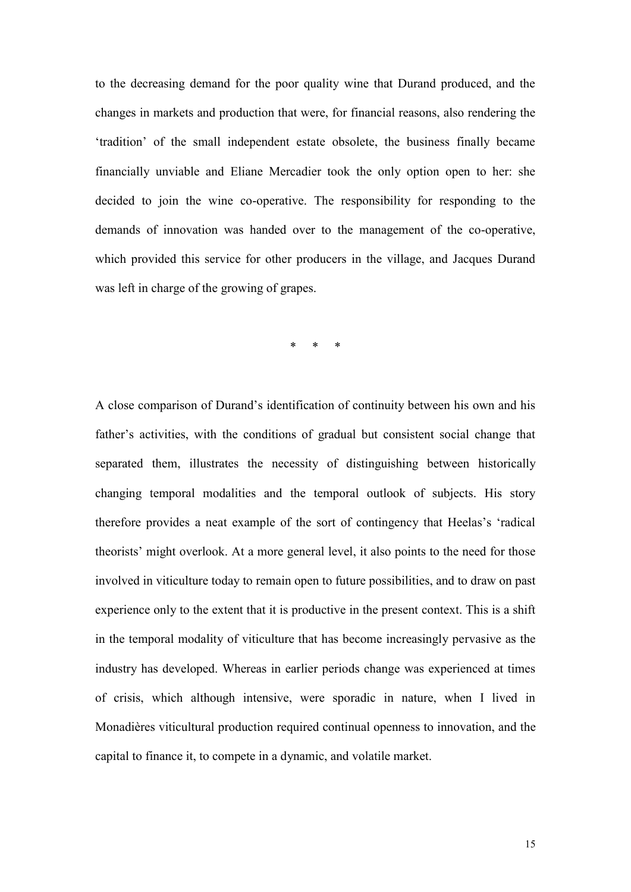to the decreasing demand for the poor quality wine that Durand produced, and the changes in markets and production that were, for financial reasons, also rendering the 'tradition' of the small independent estate obsolete, the business finally became financially unviable and Eliane Mercadier took the only option open to her: she decided to join the wine co-operative. The responsibility for responding to the demands of innovation was handed over to the management of the co-operative, which provided this service for other producers in the village, and Jacques Durand was left in charge of the growing of grapes.

\* \* \*

A close comparison of Durand's identification of continuity between his own and his father's activities, with the conditions of gradual but consistent social change that separated them, illustrates the necessity of distinguishing between historically changing temporal modalities and the temporal outlook of subjects. His story therefore provides a neat example of the sort of contingency that Heelas's 'radical theorists' might overlook. At a more general level, it also points to the need for those involved in viticulture today to remain open to future possibilities, and to draw on past experience only to the extent that it is productive in the present context. This is a shift in the temporal modality of viticulture that has become increasingly pervasive as the industry has developed. Whereas in earlier periods change was experienced at times of crisis, which although intensive, were sporadic in nature, when I lived in Monadières viticultural production required continual openness to innovation, and the capital to finance it, to compete in a dynamic, and volatile market.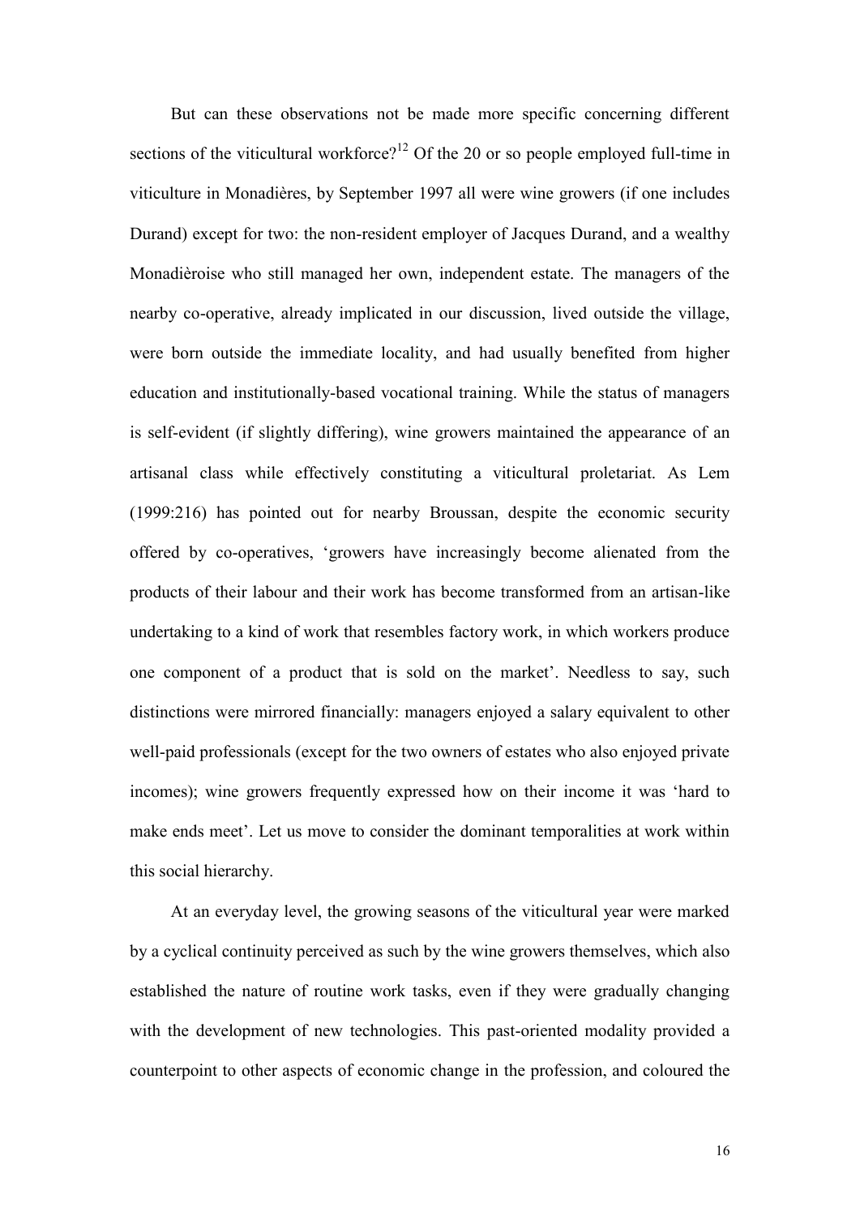But can these observations not be made more specific concerning different sections of the viticultural workforce?[12] Of the 20 or so people employed full-time in viticulture in Monadières, by September 1997 all were wine growers (if one includes Durand) except for two: the non-resident employer of Jacques Durand, and a wealthy Monadièroise who still managed her own, independent estate. The managers of the nearby co-operative, already implicated in our discussion, lived outside the village, were born outside the immediate locality, and had usually benefited from higher education and institutionally-based vocational training. While the status of managers is self-evident (if slightly differing), wine growers maintained the appearance of an artisanal class while effectively constituting a viticultural proletariat. As Lem (1999:216) has pointed out for nearby Broussan, despite the economic security offered by co-operatives, 'growers have increasingly become alienated from the products of their labour and their work has become transformed from an artisan-like undertaking to a kind of work that resembles factory work, in which workers produce one component of a product that is sold on the market'. Needless to say, such distinctions were mirrored financially: managers enjoyed a salary equivalent to other well-paid professionals (except for the two owners of estates who also enjoyed private incomes); wine growers frequently expressed how on their income it was 'hard to make ends meet'. Let us move to consider the dominant temporalities at work within this social hierarchy.

At an everyday level, the growing seasons of the viticultural year were marked by a cyclical continuity perceived as such by the wine growers themselves, which also established the nature of routine work tasks, even if they were gradually changing with the development of new technologies. This past-oriented modality provided a counterpoint to other aspects of economic change in the profession, and coloured the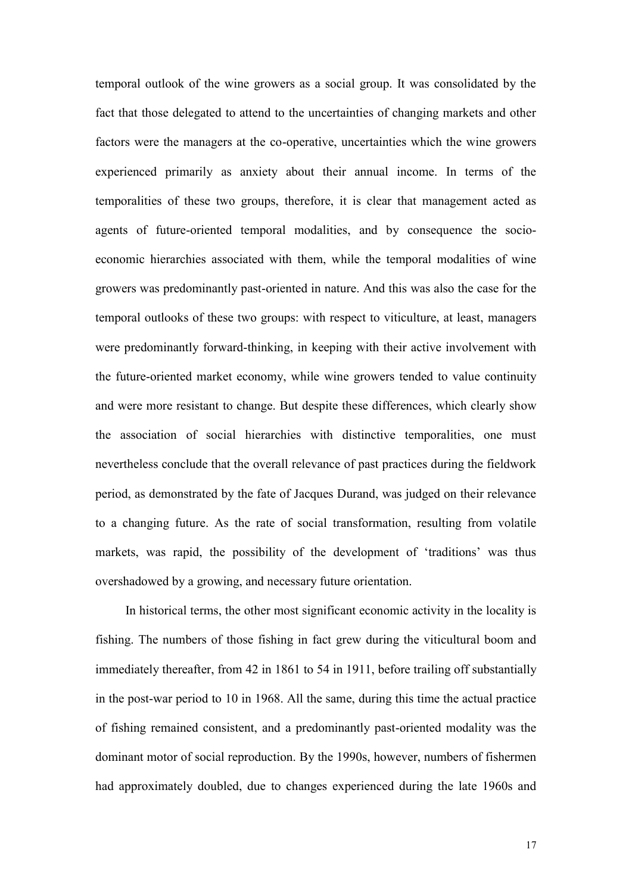temporal outlook of the wine growers as a social group. It was consolidated by the fact that those delegated to attend to the uncertainties of changing markets and other factors were the managers at the co-operative, uncertainties which the wine growers experienced primarily as anxiety about their annual income. In terms of the temporalities of these two groups, therefore, it is clear that management acted as agents of future-oriented temporal modalities, and by consequence the socio-economic hierarchies associated with them, while the temporal modalities of wine growers was predominantly past-oriented in nature. And this was also the case for the temporal outlooks of these two groups: with respect to viticulture, at least, managers were predominantly forward-thinking, in keeping with their active involvement with the future-oriented market economy, while wine growers tended to value continuity and were more resistant to change. But despite these differences, which clearly show the association of social hierarchies with distinctive temporalities, one must nevertheless conclude that the overall relevance of past practices during the fieldwork period, as demonstrated by the fate of Jacques Durand, was judged on their relevance to a changing future. As the rate of social transformation, resulting from volatile markets, was rapid, the possibility of the development of 'traditions' was thus overshadowed by a growing, and necessary future orientation.

In historical terms, the other most significant economic activity in the locality is fishing. The numbers of those fishing in fact grew during the viticultural boom and immediately thereafter, from 42 in 1861 to 54 in 1911, before trailing off substantially in the post-war period to 10 in 1968. All the same, during this time the actual practice of fishing remained consistent, and a predominantly past-oriented modality was the dominant motor of social reproduction. By the 1990s, however, numbers of fishermen had approximately doubled, due to changes experienced during the late 1960s and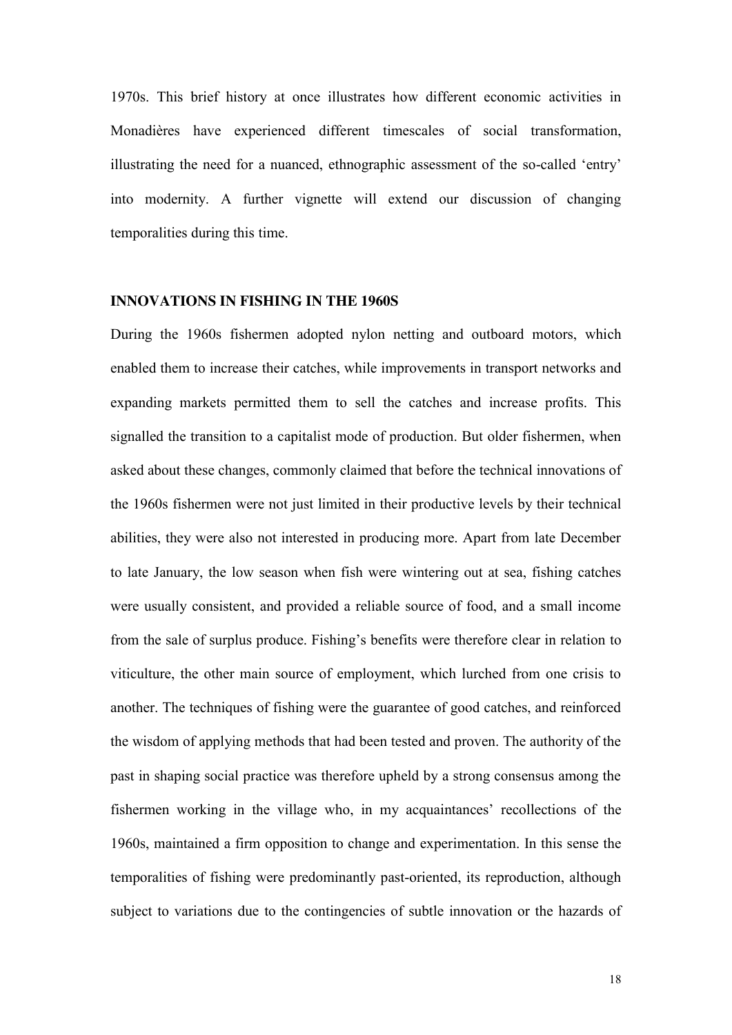1970s. This brief history at once illustrates how different economic activities in Monadières have experienced different timescales of social transformation, illustrating the need for a nuanced, ethnographic assessment of the so-called 'entry' into modernity. A further vignette will extend our discussion of changing temporalities during this time.

## INNOVATIONS IN FISHING IN THE 1960S

During the 1960s fishermen adopted nylon netting and outboard motors, which enabled them to increase their catches, while improvements in transport networks and expanding markets permitted them to sell the catches and increase profits. This signalled the transition to a capitalist mode of production. But older fishermen, when asked about these changes, commonly claimed that before the technical innovations of the 1960s fishermen were not just limited in their productive levels by their technical abilities, they were also not interested in producing more. Apart from late December to late January, the low season when fish were wintering out at sea, fishing catches were usually consistent, and provided a reliable source of food, and a small income from the sale of surplus produce. Fishing's benefits were therefore clear in relation to viticulture, the other main source of employment, which lurched from one crisis to another. The techniques of fishing were the guarantee of good catches, and reinforced the wisdom of applying methods that had been tested and proven. The authority of the past in shaping social practice was therefore upheld by a strong consensus among the fishermen working in the village who, in my acquaintances' recollections of the 1960s, maintained a firm opposition to change and experimentation. In this sense the temporalities of fishing were predominantly past-oriented, its reproduction, although subject to variations due to the contingencies of subtle innovation or the hazards of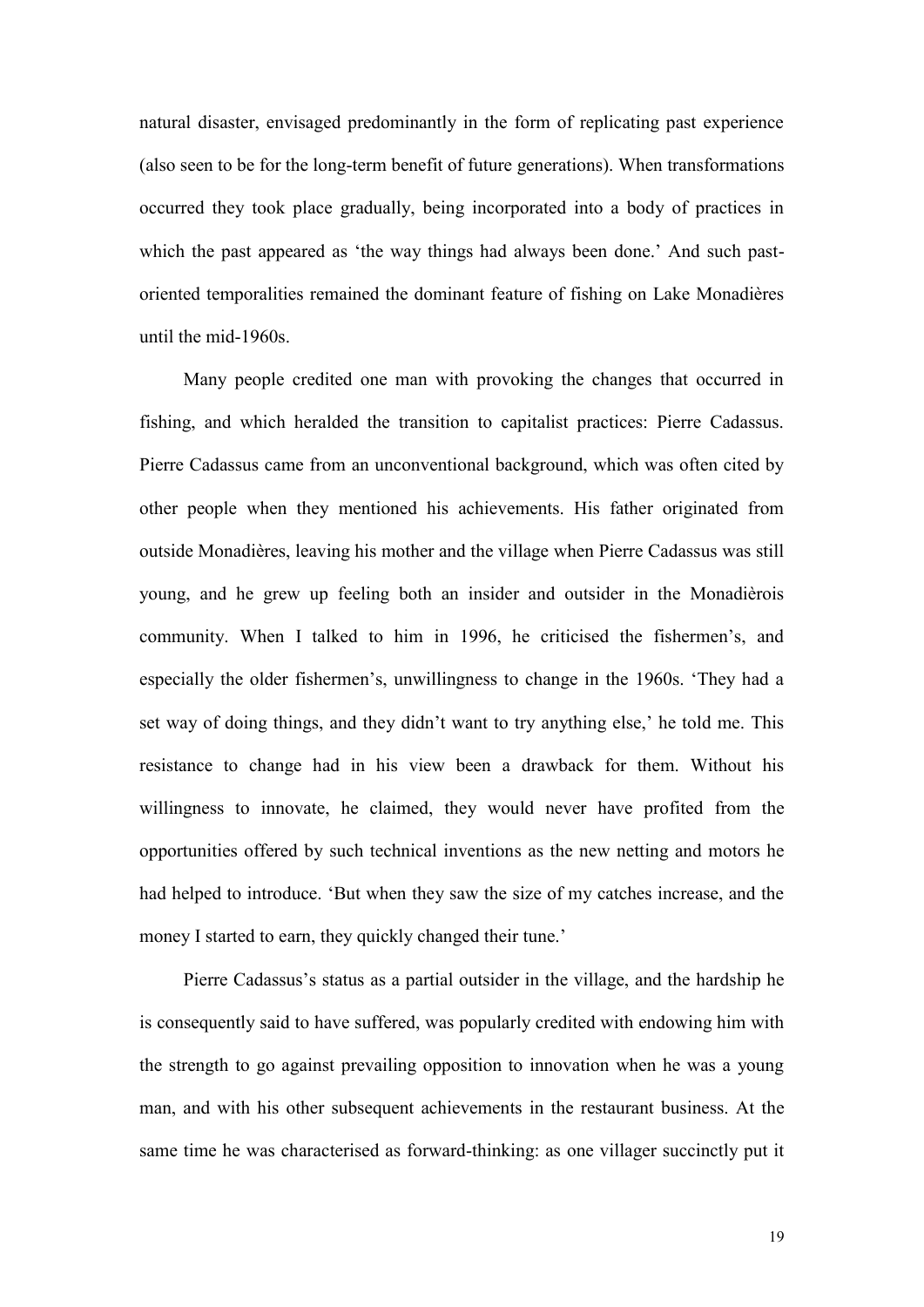natural disaster, envisaged predominantly in the form of replicating past experience (also seen to be for the long-term benefit of future generations). When transformations occurred they took place gradually, being incorporated into a body of practices in which the past appeared as 'the way things had always been done.' And such past-oriented temporalities remained the dominant feature of fishing on Lake Monadières until the mid-1960s.

Many people credited one man with provoking the changes that occurred in fishing, and which heralded the transition to capitalist practices: Pierre Cadassus. Pierre Cadassus came from an unconventional background, which was often cited by other people when they mentioned his achievements. His father originated from outside Monadières, leaving his mother and the village when Pierre Cadassus was still young, and he grew up feeling both an insider and outsider in the Monadièrois community. When I talked to him in 1996, he criticised the fishermen's, and especially the older fishermen's, unwillingness to change in the 1960s. 'They had a set way of doing things, and they didn't want to try anything else,' he told me. This resistance to change had in his view been a drawback for them. Without his willingness to innovate, he claimed, they would never have profited from the opportunities offered by such technical inventions as the new netting and motors he had helped to introduce. 'But when they saw the size of my catches increase, and the money I started to earn, they quickly changed their tune.'

Pierre Cadassus's status as a partial outsider in the village, and the hardship he is consequently said to have suffered, was popularly credited with endowing him with the strength to go against prevailing opposition to innovation when he was a young man, and with his other subsequent achievements in the restaurant business. At the same time he was characterised as forward-thinking: as one villager succinctly put it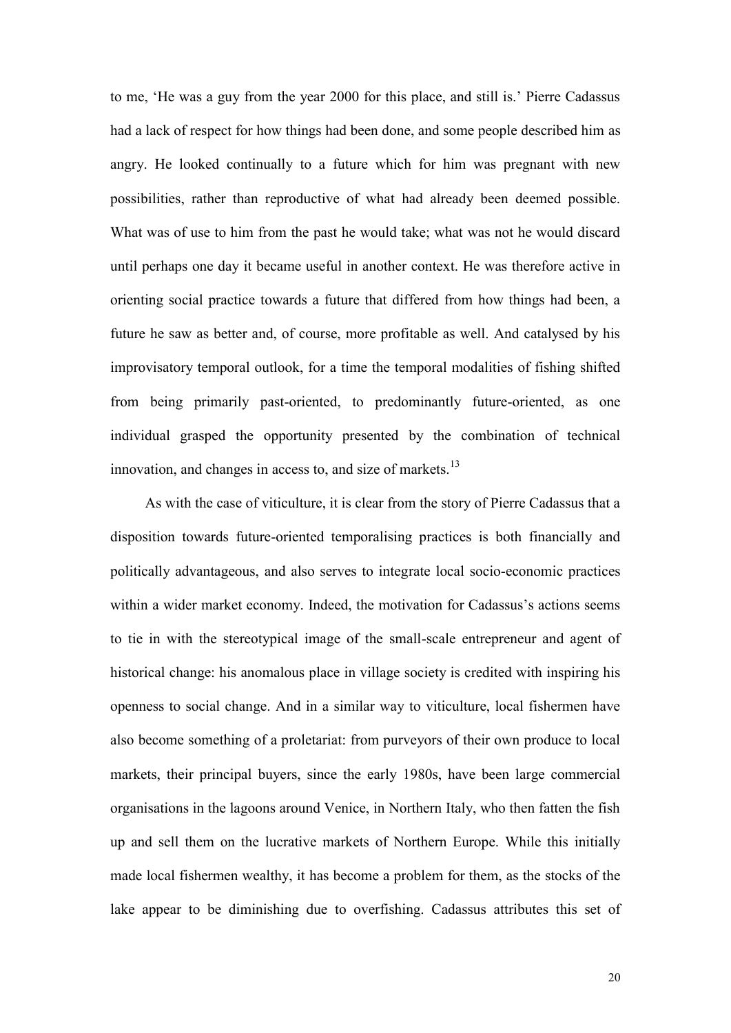to me, 'He was a guy from the year 2000 for this place, and still is.' Pierre Cadassus had a lack of respect for how things had been done, and some people described him as angry. He looked continually to a future which for him was pregnant with new possibilities, rather than reproductive of what had already been deemed possible. What was of use to him from the past he would take; what was not he would discard until perhaps one day it became useful in another context. He was therefore active in orienting social practice towards a future that differed from how things had been, a future he saw as better and, of course, more profitable as well. And catalysed by his improvisatory temporal outlook, for a time the temporal modalities of fishing shifted from being primarily past-oriented, to predominantly future-oriented, as one individual grasped the opportunity presented by the combination of technical innovation, and changes in access to, and size of markets.[13]

As with the case of viticulture, it is clear from the story of Pierre Cadassus that a disposition towards future-oriented temporalising practices is both financially and politically advantageous, and also serves to integrate local socio-economic practices within a wider market economy. Indeed, the motivation for Cadassus's actions seems to tie in with the stereotypical image of the small-scale entrepreneur and agent of historical change: his anomalous place in village society is credited with inspiring his openness to social change. And in a similar way to viticulture, local fishermen have also become something of a proletariat: from purveyors of their own produce to local markets, their principal buyers, since the early 1980s, have been large commercial organisations in the lagoons around Venice, in Northern Italy, who then fatten the fish up and sell them on the lucrative markets of Northern Europe. While this initially made local fishermen wealthy, it has become a problem for them, as the stocks of the lake appear to be diminishing due to overfishing. Cadassus attributes this set of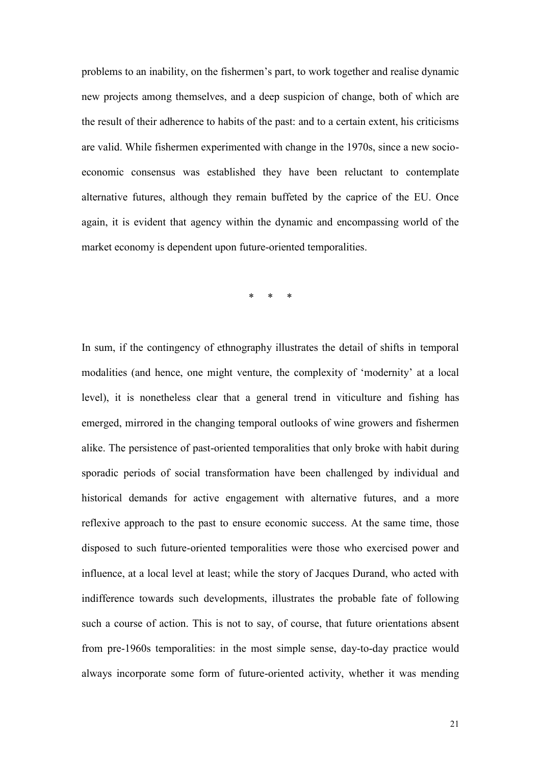problems to an inability, on the fishermen's part, to work together and realise dynamic new projects among themselves, and a deep suspicion of change, both of which are the result of their adherence to habits of the past: and to a certain extent, his criticisms are valid. While fishermen experimented with change in the 1970s, since a new socio-economic consensus was established they have been reluctant to contemplate alternative futures, although they remain buffeted by the caprice of the EU. Once again, it is evident that agency within the dynamic and encompassing world of the market economy is dependent upon future-oriented temporalities.

\* \* \*

In sum, if the contingency of ethnography illustrates the detail of shifts in temporal modalities (and hence, one might venture, the complexity of 'modernity' at a local level), it is nonetheless clear that a general trend in viticulture and fishing has emerged, mirrored in the changing temporal outlooks of wine growers and fishermen alike. The persistence of past-oriented temporalities that only broke with habit during sporadic periods of social transformation have been challenged by individual and historical demands for active engagement with alternative futures, and a more reflexive approach to the past to ensure economic success. At the same time, those disposed to such future-oriented temporalities were those who exercised power and influence, at a local level at least; while the story of Jacques Durand, who acted with indifference towards such developments, illustrates the probable fate of following such a course of action. This is not to say, of course, that future orientations absent from pre-1960s temporalities: in the most simple sense, day-to-day practice would always incorporate some form of future-oriented activity, whether it was mending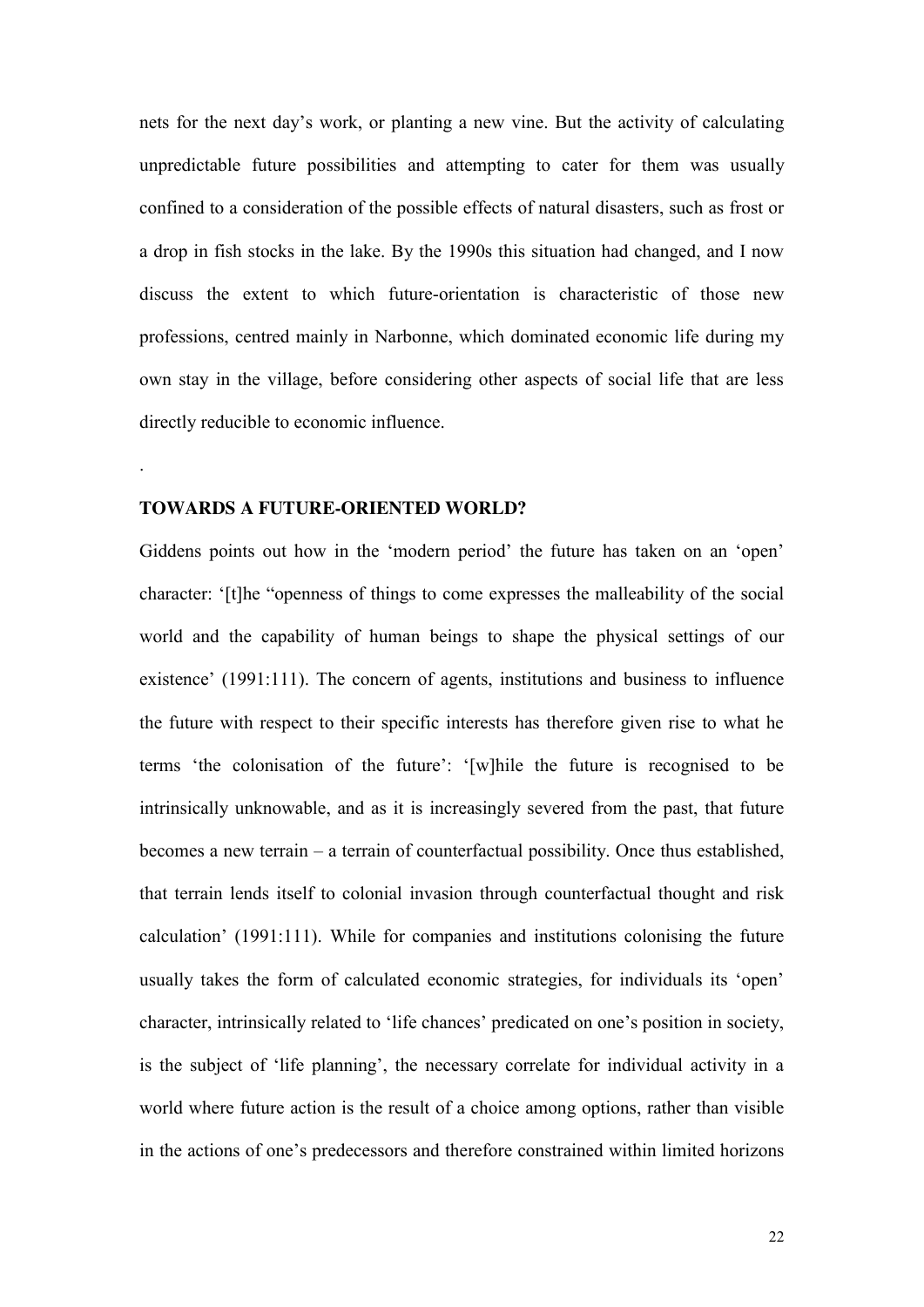nets for the next day's work, or planting a new vine. But the activity of calculating unpredictable future possibilities and attempting to cater for them was usually confined to a consideration of the possible effects of natural disasters, such as frost or a drop in fish stocks in the lake. By the 1990s this situation had changed, and I now discuss the extent to which future-orientation is characteristic of those new professions, centred mainly in Narbonne, which dominated economic life during my own stay in the village, before considering other aspects of social life that are less directly reducible to economic influence.

.

## TOWARDS A FUTURE-ORIENTED WORLD?

Giddens points out how in the 'modern period' the future has taken on an 'open' character: '[t]he "openness of things to come expresses the malleability of the social world and the capability of human beings to shape the physical settings of our existence' (1991:111). The concern of agents, institutions and business to influence the future with respect to their specific interests has therefore given rise to what he terms 'the colonisation of the future': '[w]hile the future is recognised to be intrinsically unknowable, and as it is increasingly severed from the past, that future becomes a new terrain – a terrain of counterfactual possibility. Once thus established, that terrain lends itself to colonial invasion through counterfactual thought and risk calculation' (1991:111). While for companies and institutions colonising the future usually takes the form of calculated economic strategies, for individuals its 'open' character, intrinsically related to 'life chances' predicated on one's position in society, is the subject of 'life planning', the necessary correlate for individual activity in a world where future action is the result of a choice among options, rather than visible in the actions of one's predecessors and therefore constrained within limited horizons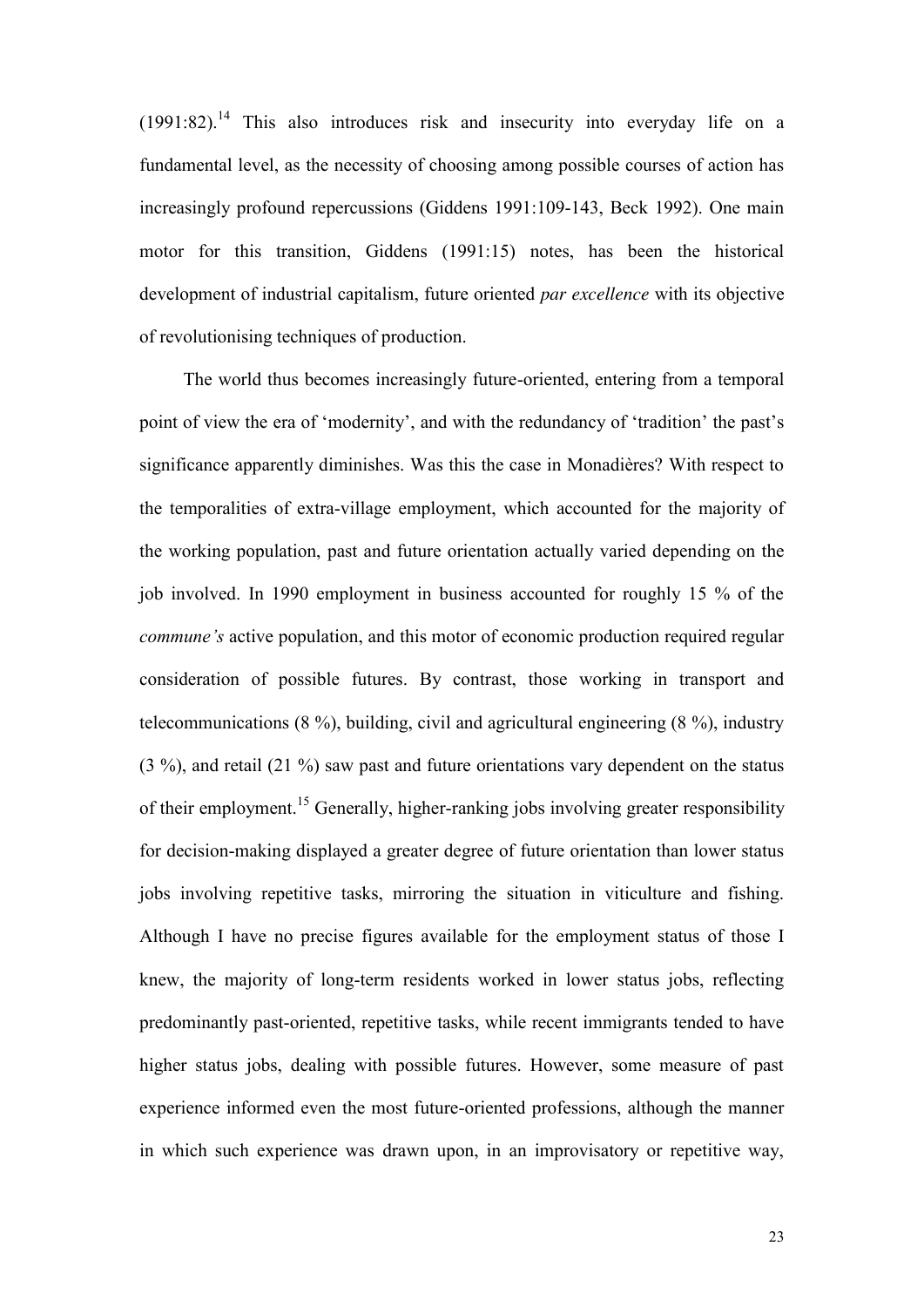(1991:82).[14] This also introduces risk and insecurity into everyday life on a fundamental level, as the necessity of choosing among possible courses of action has increasingly profound repercussions (Giddens 1991:109-143, Beck 1992). One main motor for this transition, Giddens (1991:15) notes, has been the historical development of industrial capitalism, future oriented *par excellence* with its objective of revolutionising techniques of production.

The world thus becomes increasingly future-oriented, entering from a temporal point of view the era of 'modernity', and with the redundancy of 'tradition' the past's significance apparently diminishes. Was this the case in Monadières? With respect to the temporalities of extra-village employment, which accounted for the majority of the working population, past and future orientation actually varied depending on the job involved. In 1990 employment in business accounted for roughly 15 % of the *commune's* active population, and this motor of economic production required regular consideration of possible futures. By contrast, those working in transport and telecommunications (8 %), building, civil and agricultural engineering (8 %), industry (3 %), and retail (21 %) saw past and future orientations vary dependent on the status of their employment.[15] Generally, higher-ranking jobs involving greater responsibility for decision-making displayed a greater degree of future orientation than lower status jobs involving repetitive tasks, mirroring the situation in viticulture and fishing. Although I have no precise figures available for the employment status of those I knew, the majority of long-term residents worked in lower status jobs, reflecting predominantly past-oriented, repetitive tasks, while recent immigrants tended to have higher status jobs, dealing with possible futures. However, some measure of past experience informed even the most future-oriented professions, although the manner in which such experience was drawn upon, in an improvisatory or repetitive way,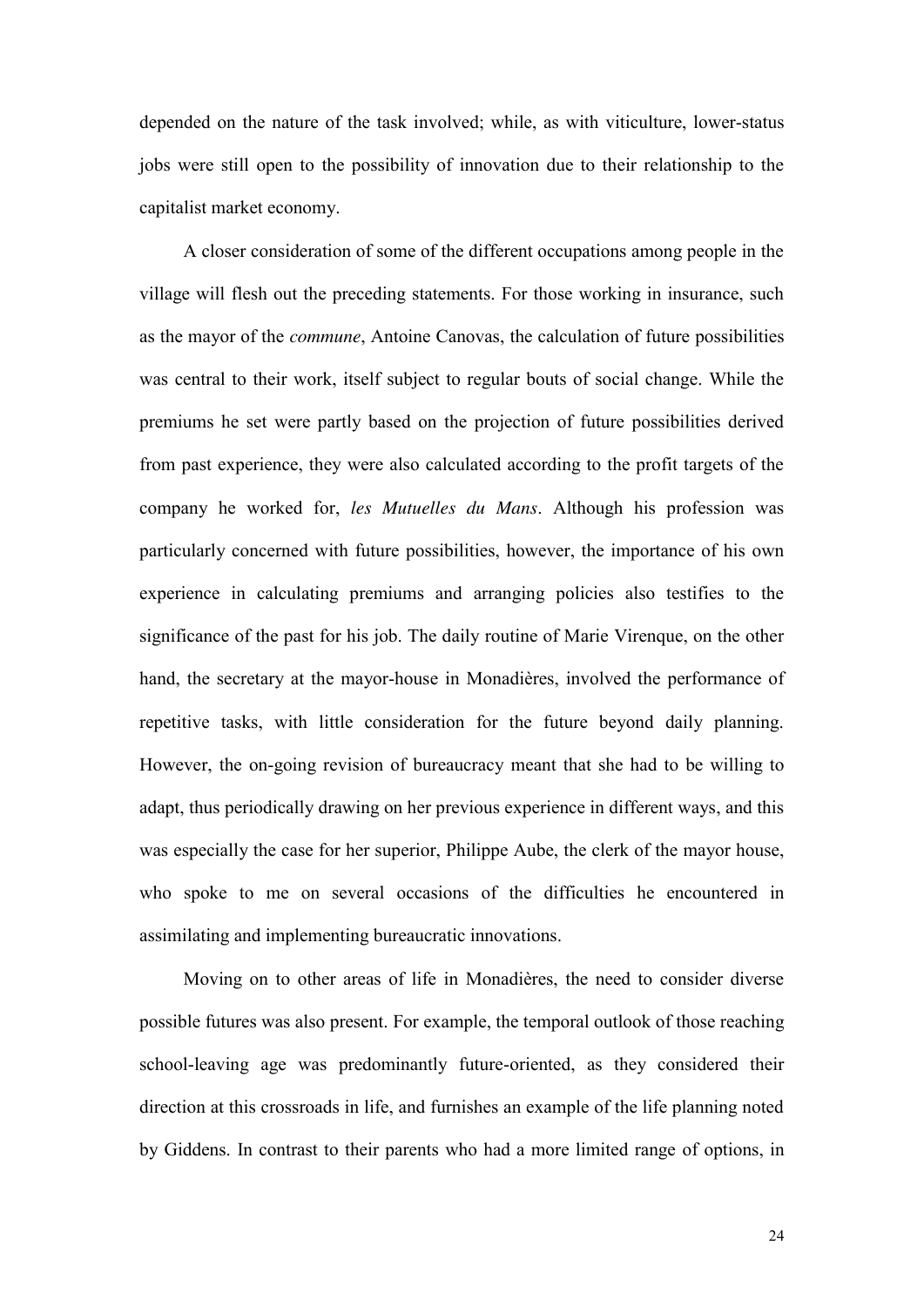depended on the nature of the task involved; while, as with viticulture, lower-status jobs were still open to the possibility of innovation due to their relationship to the capitalist market economy.

A closer consideration of some of the different occupations among people in the village will flesh out the preceding statements. For those working in insurance, such as the mayor of the *commune*, Antoine Canovas, the calculation of future possibilities was central to their work, itself subject to regular bouts of social change. While the premiums he set were partly based on the projection of future possibilities derived from past experience, they were also calculated according to the profit targets of the company he worked for, *les Mutuelles du Mans*. Although his profession was particularly concerned with future possibilities, however, the importance of his own experience in calculating premiums and arranging policies also testifies to the significance of the past for his job. The daily routine of Marie Virenque, on the other hand, the secretary at the mayor-house in Monadières, involved the performance of repetitive tasks, with little consideration for the future beyond daily planning. However, the on-going revision of bureaucracy meant that she had to be willing to adapt, thus periodically drawing on her previous experience in different ways, and this was especially the case for her superior, Philippe Aube, the clerk of the mayor house, who spoke to me on several occasions of the difficulties he encountered in assimilating and implementing bureaucratic innovations.

Moving on to other areas of life in Monadières, the need to consider diverse possible futures was also present. For example, the temporal outlook of those reaching school-leaving age was predominantly future-oriented, as they considered their direction at this crossroads in life, and furnishes an example of the life planning noted by Giddens. In contrast to their parents who had a more limited range of options, in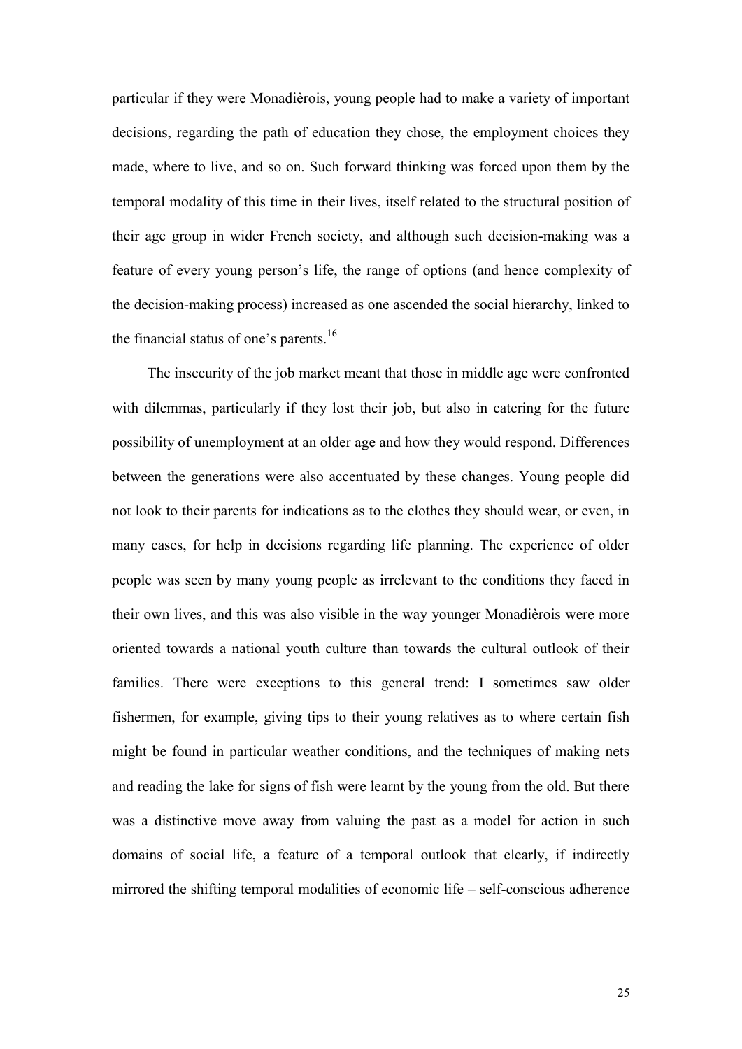particular if they were Monadièrois, young people had to make a variety of important decisions, regarding the path of education they chose, the employment choices they made, where to live, and so on. Such forward thinking was forced upon them by the temporal modality of this time in their lives, itself related to the structural position of their age group in wider French society, and although such decision-making was a feature of every young person's life, the range of options (and hence complexity of the decision-making process) increased as one ascended the social hierarchy, linked to the financial status of one's parents.[16]

The insecurity of the job market meant that those in middle age were confronted with dilemmas, particularly if they lost their job, but also in catering for the future possibility of unemployment at an older age and how they would respond. Differences between the generations were also accentuated by these changes. Young people did not look to their parents for indications as to the clothes they should wear, or even, in many cases, for help in decisions regarding life planning. The experience of older people was seen by many young people as irrelevant to the conditions they faced in their own lives, and this was also visible in the way younger Monadièrois were more oriented towards a national youth culture than towards the cultural outlook of their families. There were exceptions to this general trend: I sometimes saw older fishermen, for example, giving tips to their young relatives as to where certain fish might be found in particular weather conditions, and the techniques of making nets and reading the lake for signs of fish were learnt by the young from the old. But there was a distinctive move away from valuing the past as a model for action in such domains of social life, a feature of a temporal outlook that clearly, if indirectly mirrored the shifting temporal modalities of economic life – self-conscious adherence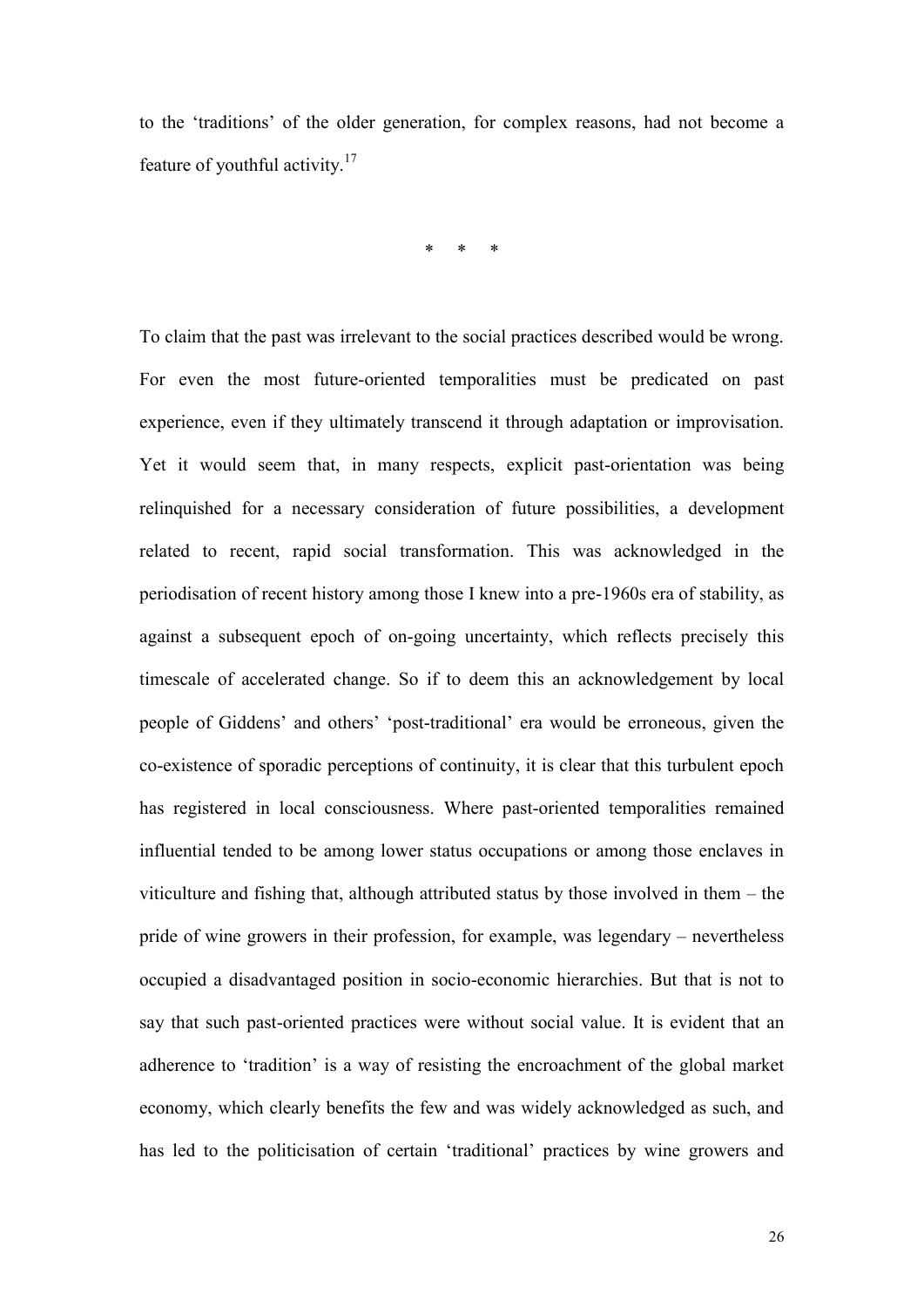to the 'traditions' of the older generation, for complex reasons, had not become a feature of youthful activity.[17]

\* \* \*

To claim that the past was irrelevant to the social practices described would be wrong. For even the most future-oriented temporalities must be predicated on past experience, even if they ultimately transcend it through adaptation or improvisation. Yet it would seem that, in many respects, explicit past-orientation was being relinquished for a necessary consideration of future possibilities, a development related to recent, rapid social transformation. This was acknowledged in the periodisation of recent history among those I knew into a pre-1960s era of stability, as against a subsequent epoch of on-going uncertainty, which reflects precisely this timescale of accelerated change. So if to deem this an acknowledgement by local people of Giddens' and others' 'post-traditional' era would be erroneous, given the co-existence of sporadic perceptions of continuity, it is clear that this turbulent epoch has registered in local consciousness. Where past-oriented temporalities remained influential tended to be among lower status occupations or among those enclaves in viticulture and fishing that, although attributed status by those involved in them – the pride of wine growers in their profession, for example, was legendary – nevertheless occupied a disadvantaged position in socio-economic hierarchies. But that is not to say that such past-oriented practices were without social value. It is evident that an adherence to 'tradition' is a way of resisting the encroachment of the global market economy, which clearly benefits the few and was widely acknowledged as such, and has led to the politicisation of certain 'traditional' practices by wine growers and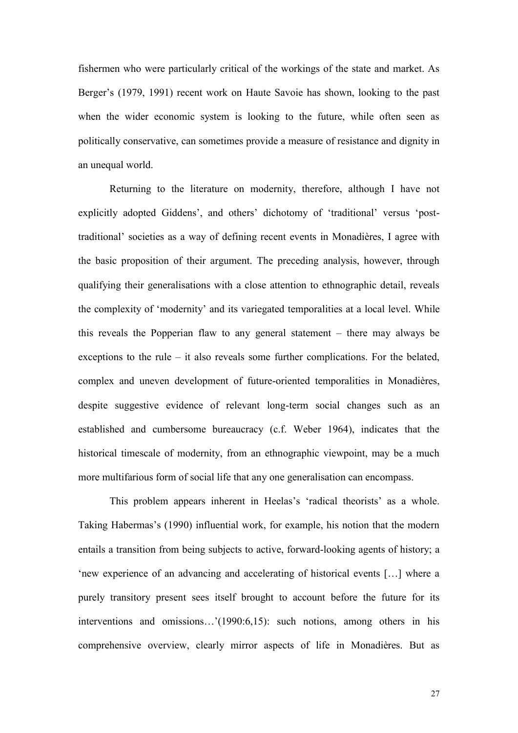fishermen who were particularly critical of the workings of the state and market. As Berger's (1979, 1991) recent work on Haute Savoie has shown, looking to the past when the wider economic system is looking to the future, while often seen as politically conservative, can sometimes provide a measure of resistance and dignity in an unequal world.

Returning to the literature on modernity, therefore, although I have not explicitly adopted Giddens', and others' dichotomy of 'traditional' versus 'post-traditional' societies as a way of defining recent events in Monadières, I agree with the basic proposition of their argument. The preceding analysis, however, through qualifying their generalisations with a close attention to ethnographic detail, reveals the complexity of 'modernity' and its variegated temporalities at a local level. While this reveals the Popperian flaw to any general statement – there may always be exceptions to the rule – it also reveals some further complications. For the belated, complex and uneven development of future-oriented temporalities in Monadières, despite suggestive evidence of relevant long-term social changes such as an established and cumbersome bureaucracy (c.f. Weber 1964), indicates that the historical timescale of modernity, from an ethnographic viewpoint, may be a much more multifarious form of social life that any one generalisation can encompass.

This problem appears inherent in Heelas's 'radical theorists' as a whole. Taking Habermas's (1990) influential work, for example, his notion that the modern entails a transition from being subjects to active, forward-looking agents of history; a 'new experience of an advancing and accelerating of historical events […] where a purely transitory present sees itself brought to account before the future for its interventions and omissions…'(1990:6,15): such notions, among others in his comprehensive overview, clearly mirror aspects of life in Monadières. But as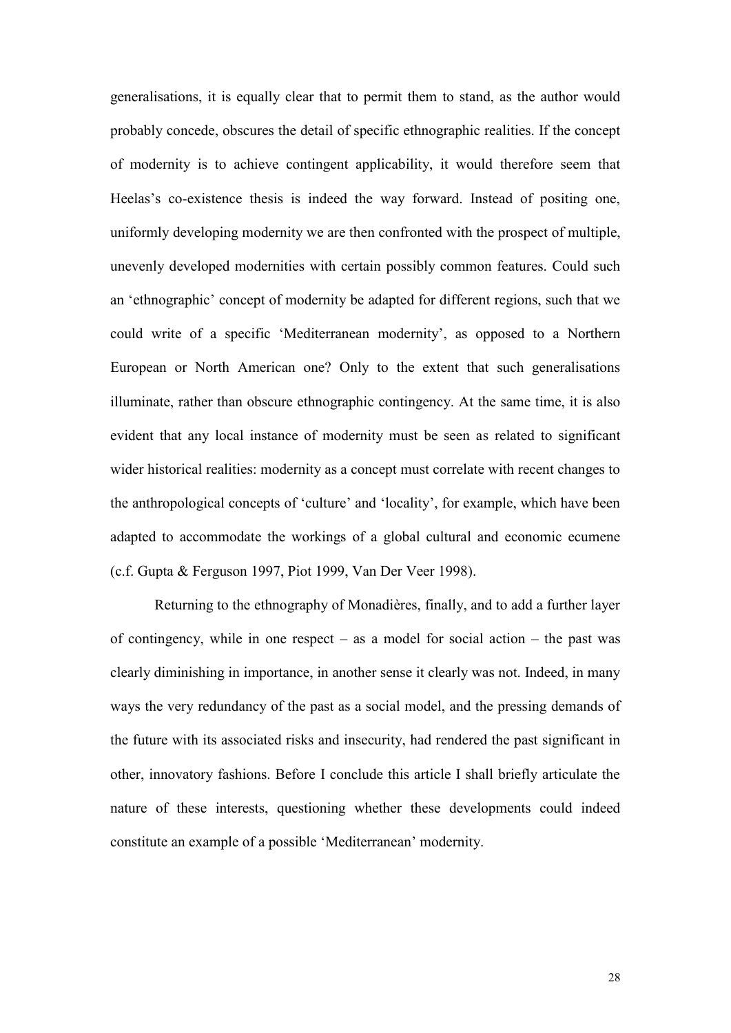generalisations, it is equally clear that to permit them to stand, as the author would probably concede, obscures the detail of specific ethnographic realities. If the concept of modernity is to achieve contingent applicability, it would therefore seem that Heelas's co-existence thesis is indeed the way forward. Instead of positing one, uniformly developing modernity we are then confronted with the prospect of multiple, unevenly developed modernities with certain possibly common features. Could such an 'ethnographic' concept of modernity be adapted for different regions, such that we could write of a specific 'Mediterranean modernity', as opposed to a Northern European or North American one? Only to the extent that such generalisations illuminate, rather than obscure ethnographic contingency. At the same time, it is also evident that any local instance of modernity must be seen as related to significant wider historical realities: modernity as a concept must correlate with recent changes to the anthropological concepts of 'culture' and 'locality', for example, which have been adapted to accommodate the workings of a global cultural and economic ecumene (c.f. Gupta & Ferguson 1997, Piot 1999, Van Der Veer 1998).

Returning to the ethnography of Monadières, finally, and to add a further layer of contingency, while in one respect – as a model for social action – the past was clearly diminishing in importance, in another sense it clearly was not. Indeed, in many ways the very redundancy of the past as a social model, and the pressing demands of the future with its associated risks and insecurity, had rendered the past significant in other, innovatory fashions. Before I conclude this article I shall briefly articulate the nature of these interests, questioning whether these developments could indeed constitute an example of a possible 'Mediterranean' modernity.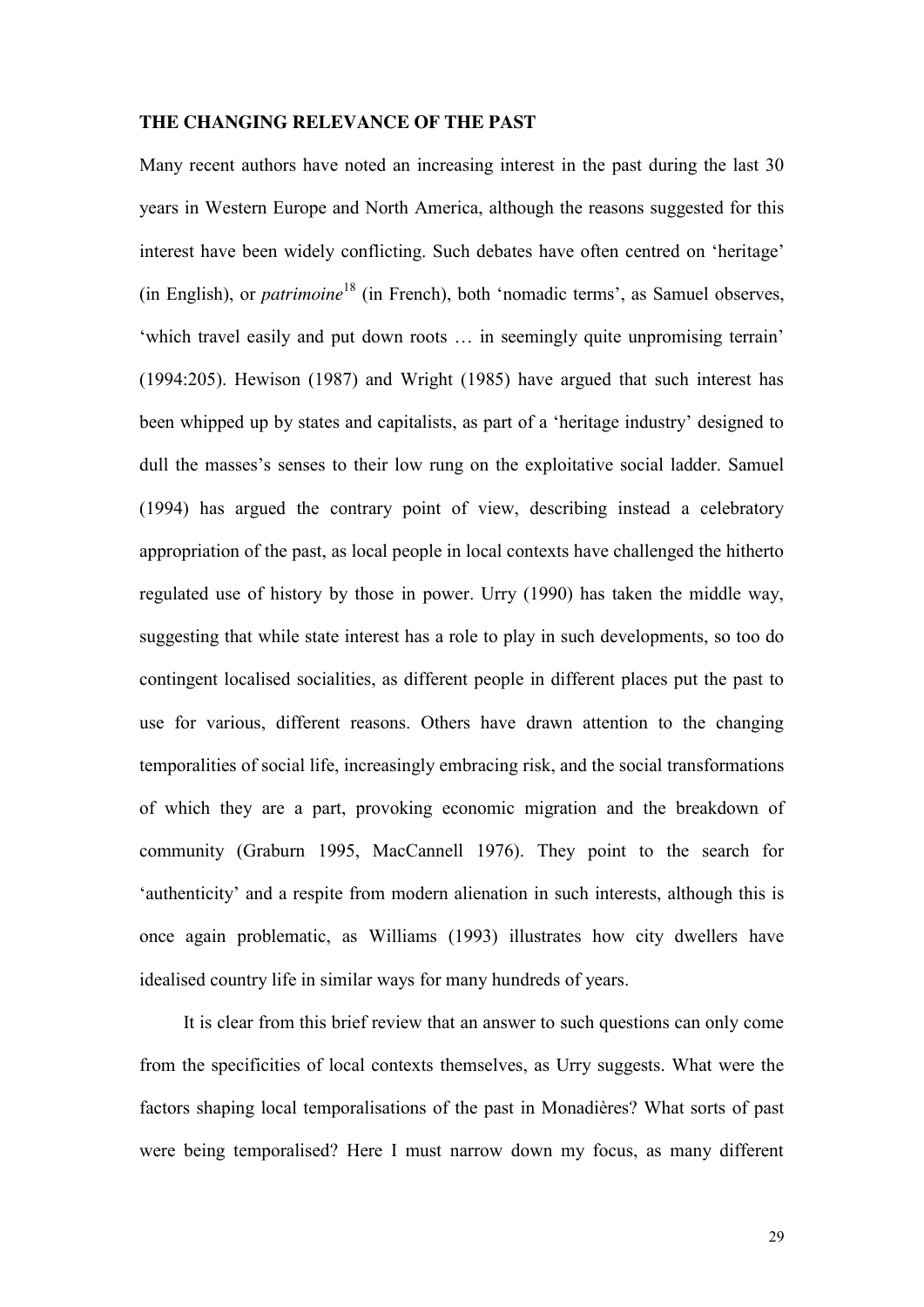## THE CHANGING RELEVANCE OF THE PAST

Many recent authors have noted an increasing interest in the past during the last 30 years in Western Europe and North America, although the reasons suggested for this interest have been widely conflicting. Such debates have often centred on 'heritage' (in English), or *patrimoine*[18] (in French), both 'nomadic terms', as Samuel observes, 'which travel easily and put down roots … in seemingly quite unpromising terrain' (1994:205). Hewison (1987) and Wright (1985) have argued that such interest has been whipped up by states and capitalists, as part of a 'heritage industry' designed to dull the masses's senses to their low rung on the exploitative social ladder. Samuel (1994) has argued the contrary point of view, describing instead a celebratory appropriation of the past, as local people in local contexts have challenged the hitherto regulated use of history by those in power. Urry (1990) has taken the middle way, suggesting that while state interest has a role to play in such developments, so too do contingent localised socialities, as different people in different places put the past to use for various, different reasons. Others have drawn attention to the changing temporalities of social life, increasingly embracing risk, and the social transformations of which they are a part, provoking economic migration and the breakdown of community (Graburn 1995, MacCannell 1976). They point to the search for 'authenticity' and a respite from modern alienation in such interests, although this is once again problematic, as Williams (1993) illustrates how city dwellers have idealised country life in similar ways for many hundreds of years.

It is clear from this brief review that an answer to such questions can only come from the specificities of local contexts themselves, as Urry suggests. What were the factors shaping local temporalisations of the past in Monadières? What sorts of past were being temporalised? Here I must narrow down my focus, as many different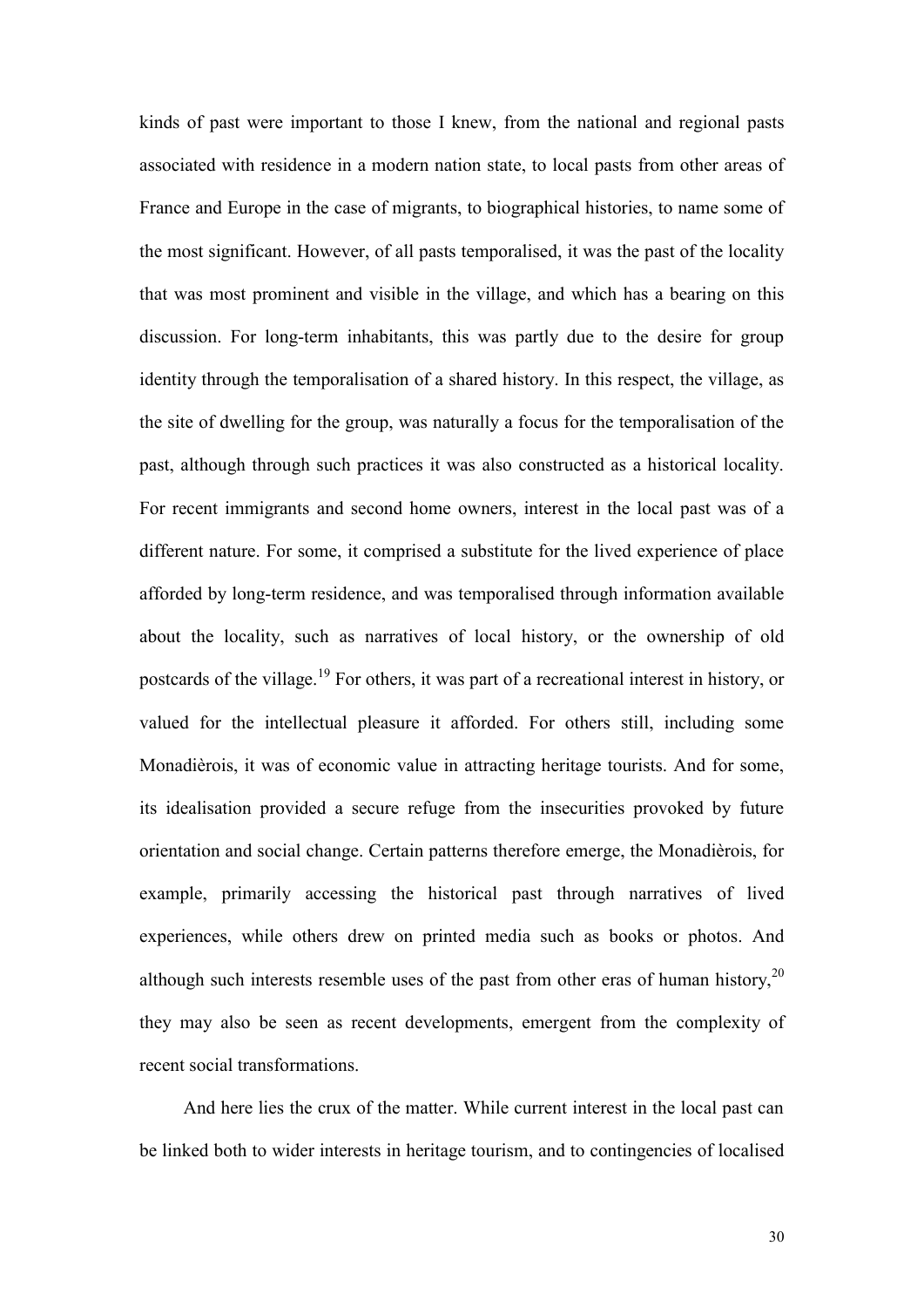kinds of past were important to those I knew, from the national and regional pasts associated with residence in a modern nation state, to local pasts from other areas of France and Europe in the case of migrants, to biographical histories, to name some of the most significant. However, of all pasts temporalised, it was the past of the locality that was most prominent and visible in the village, and which has a bearing on this discussion. For long-term inhabitants, this was partly due to the desire for group identity through the temporalisation of a shared history. In this respect, the village, as the site of dwelling for the group, was naturally a focus for the temporalisation of the past, although through such practices it was also constructed as a historical locality. For recent immigrants and second home owners, interest in the local past was of a different nature. For some, it comprised a substitute for the lived experience of place afforded by long-term residence, and was temporalised through information available about the locality, such as narratives of local history, or the ownership of old postcards of the village.[19] For others, it was part of a recreational interest in history, or valued for the intellectual pleasure it afforded. For others still, including some Monadièrois, it was of economic value in attracting heritage tourists. And for some, its idealisation provided a secure refuge from the insecurities provoked by future orientation and social change. Certain patterns therefore emerge, the Monadièrois, for example, primarily accessing the historical past through narratives of lived experiences, while others drew on printed media such as books or photos. And although such interests resemble uses of the past from other eras of human history,[20] they may also be seen as recent developments, emergent from the complexity of recent social transformations.

And here lies the crux of the matter. While current interest in the local past can be linked both to wider interests in heritage tourism, and to contingencies of localised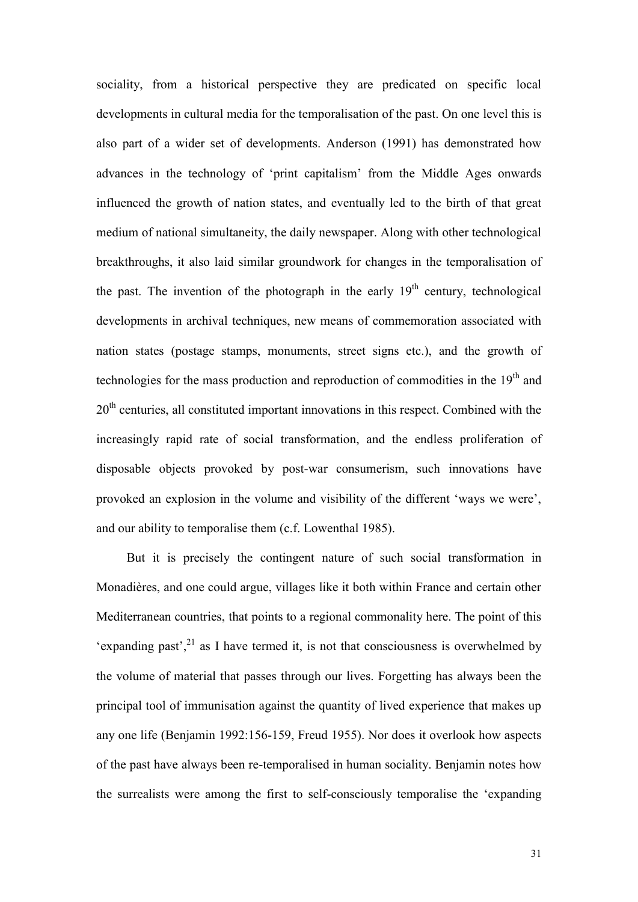sociality, from a historical perspective they are predicated on specific local developments in cultural media for the temporalisation of the past. On one level this is also part of a wider set of developments. Anderson (1991) has demonstrated how advances in the technology of 'print capitalism' from the Middle Ages onwards influenced the growth of nation states, and eventually led to the birth of that great medium of national simultaneity, the daily newspaper. Along with other technological breakthroughs, it also laid similar groundwork for changes in the temporalisation of the past. The invention of the photograph in the early 19th century, technological developments in archival techniques, new means of commemoration associated with nation states (postage stamps, monuments, street signs etc.), and the growth of technologies for the mass production and reproduction of commodities in the 19th and 20th centuries, all constituted important innovations in this respect. Combined with the increasingly rapid rate of social transformation, and the endless proliferation of disposable objects provoked by post-war consumerism, such innovations have provoked an explosion in the volume and visibility of the different 'ways we were', and our ability to temporalise them (c.f. Lowenthal 1985).

But it is precisely the contingent nature of such social transformation in Monadières, and one could argue, villages like it both within France and certain other Mediterranean countries, that points to a regional commonality here. The point of this 'expanding past',[21] as I have termed it, is not that consciousness is overwhelmed by the volume of material that passes through our lives. Forgetting has always been the principal tool of immunisation against the quantity of lived experience that makes up any one life (Benjamin 1992:156-159, Freud 1955). Nor does it overlook how aspects of the past have always been re-temporalised in human sociality. Benjamin notes how the surrealists were among the first to self-consciously temporalise the 'expanding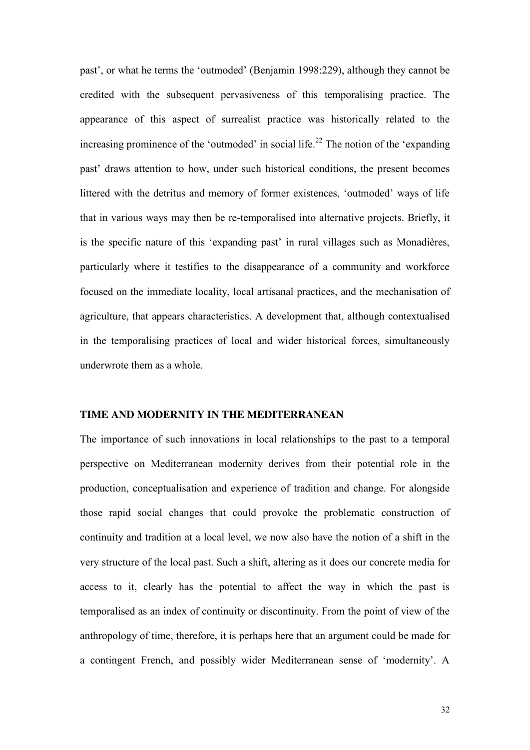past', or what he terms the 'outmoded' (Benjamin 1998:229), although they cannot be credited with the subsequent pervasiveness of this temporalising practice. The appearance of this aspect of surrealist practice was historically related to the increasing prominence of the 'outmoded' in social life.[22] The notion of the 'expanding past' draws attention to how, under such historical conditions, the present becomes littered with the detritus and memory of former existences, 'outmoded' ways of life that in various ways may then be re-temporalised into alternative projects. Briefly, it is the specific nature of this 'expanding past' in rural villages such as Monadières, particularly where it testifies to the disappearance of a community and workforce focused on the immediate locality, local artisanal practices, and the mechanisation of agriculture, that appears characteristics. A development that, although contextualised in the temporalising practices of local and wider historical forces, simultaneously underwrote them as a whole.

## TIME AND MODERNITY IN THE MEDITERRANEAN

The importance of such innovations in local relationships to the past to a temporal perspective on Mediterranean modernity derives from their potential role in the production, conceptualisation and experience of tradition and change. For alongside those rapid social changes that could provoke the problematic construction of continuity and tradition at a local level, we now also have the notion of a shift in the very structure of the local past. Such a shift, altering as it does our concrete media for access to it, clearly has the potential to affect the way in which the past is temporalised as an index of continuity or discontinuity. From the point of view of the anthropology of time, therefore, it is perhaps here that an argument could be made for a contingent French, and possibly wider Mediterranean sense of 'modernity'. A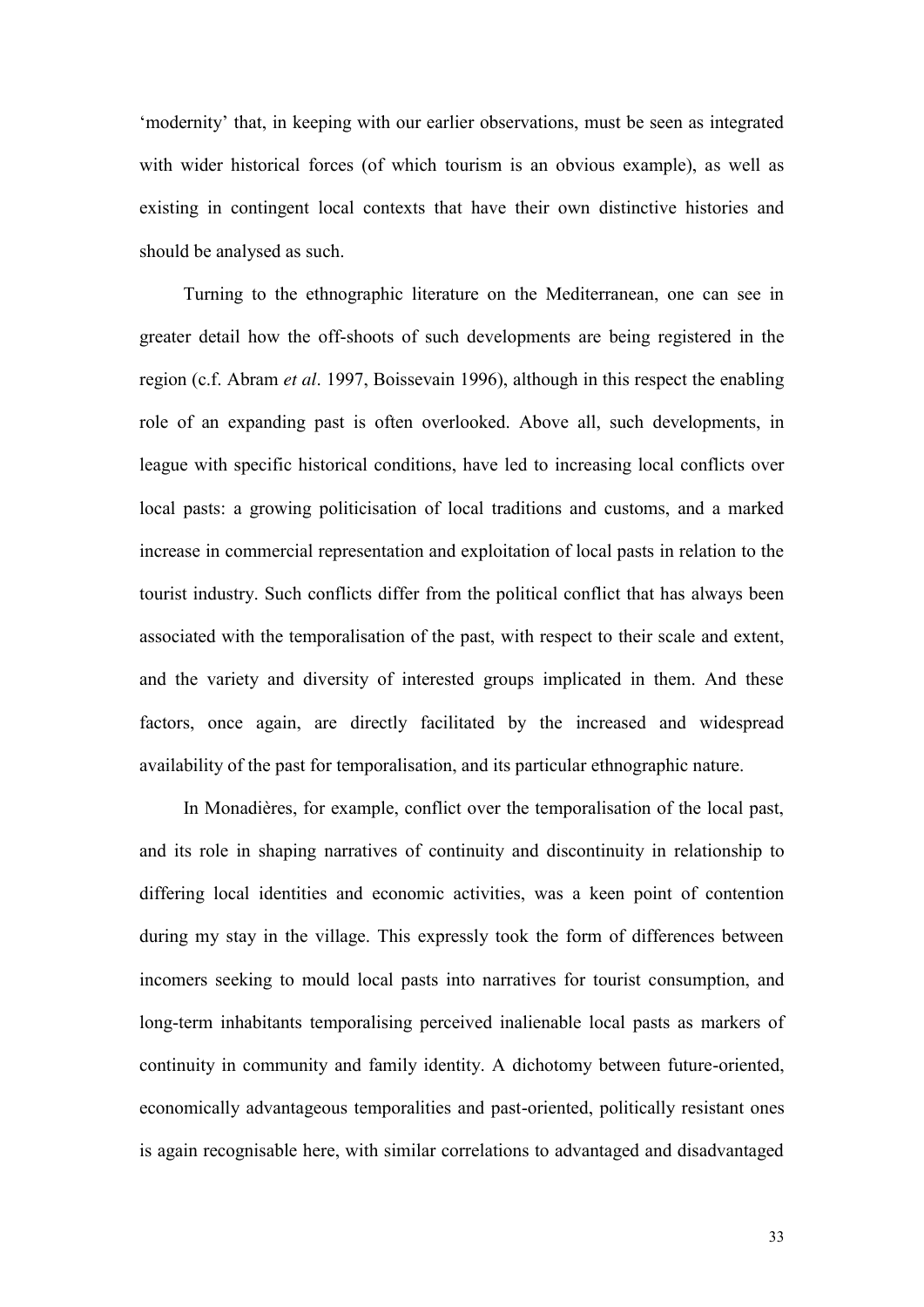'modernity' that, in keeping with our earlier observations, must be seen as integrated with wider historical forces (of which tourism is an obvious example), as well as existing in contingent local contexts that have their own distinctive histories and should be analysed as such.

Turning to the ethnographic literature on the Mediterranean, one can see in greater detail how the off-shoots of such developments are being registered in the region (c.f. Abram *et al*. 1997, Boissevain 1996), although in this respect the enabling role of an expanding past is often overlooked. Above all, such developments, in league with specific historical conditions, have led to increasing local conflicts over local pasts: a growing politicisation of local traditions and customs, and a marked increase in commercial representation and exploitation of local pasts in relation to the tourist industry. Such conflicts differ from the political conflict that has always been associated with the temporalisation of the past, with respect to their scale and extent, and the variety and diversity of interested groups implicated in them. And these factors, once again, are directly facilitated by the increased and widespread availability of the past for temporalisation, and its particular ethnographic nature.

In Monadières, for example, conflict over the temporalisation of the local past, and its role in shaping narratives of continuity and discontinuity in relationship to differing local identities and economic activities, was a keen point of contention during my stay in the village. This expressly took the form of differences between incomers seeking to mould local pasts into narratives for tourist consumption, and long-term inhabitants temporalising perceived inalienable local pasts as markers of continuity in community and family identity. A dichotomy between future-oriented, economically advantageous temporalities and past-oriented, politically resistant ones is again recognisable here, with similar correlations to advantaged and disadvantaged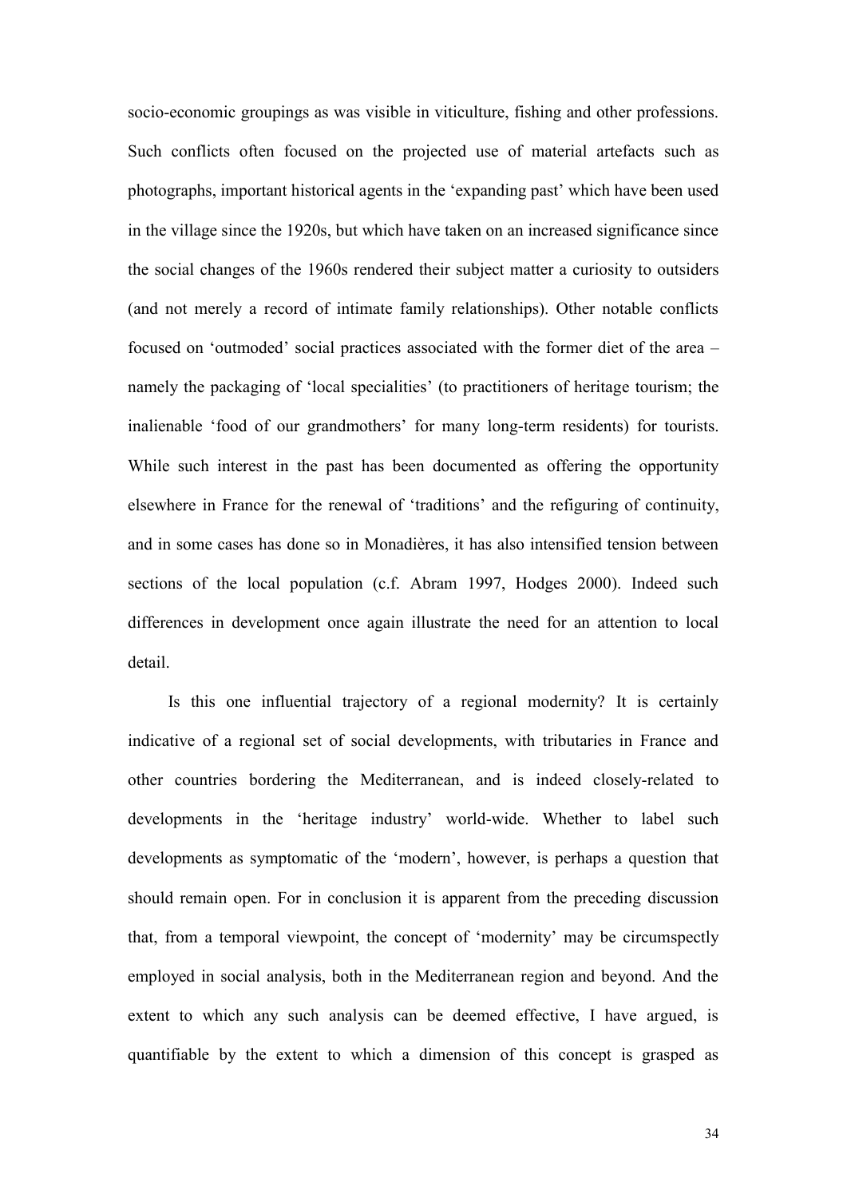socio-economic groupings as was visible in viticulture, fishing and other professions. Such conflicts often focused on the projected use of material artefacts such as photographs, important historical agents in the 'expanding past' which have been used in the village since the 1920s, but which have taken on an increased significance since the social changes of the 1960s rendered their subject matter a curiosity to outsiders (and not merely a record of intimate family relationships). Other notable conflicts focused on 'outmoded' social practices associated with the former diet of the area – namely the packaging of 'local specialities' (to practitioners of heritage tourism; the inalienable 'food of our grandmothers' for many long-term residents) for tourists. While such interest in the past has been documented as offering the opportunity elsewhere in France for the renewal of 'traditions' and the refiguring of continuity, and in some cases has done so in Monadières, it has also intensified tension between sections of the local population (c.f. Abram 1997, Hodges 2000). Indeed such differences in development once again illustrate the need for an attention to local detail.

Is this one influential trajectory of a regional modernity? It is certainly indicative of a regional set of social developments, with tributaries in France and other countries bordering the Mediterranean, and is indeed closely-related to developments in the 'heritage industry' world-wide. Whether to label such developments as symptomatic of the 'modern', however, is perhaps a question that should remain open. For in conclusion it is apparent from the preceding discussion that, from a temporal viewpoint, the concept of 'modernity' may be circumspectly employed in social analysis, both in the Mediterranean region and beyond. And the extent to which any such analysis can be deemed effective, I have argued, is quantifiable by the extent to which a dimension of this concept is grasped as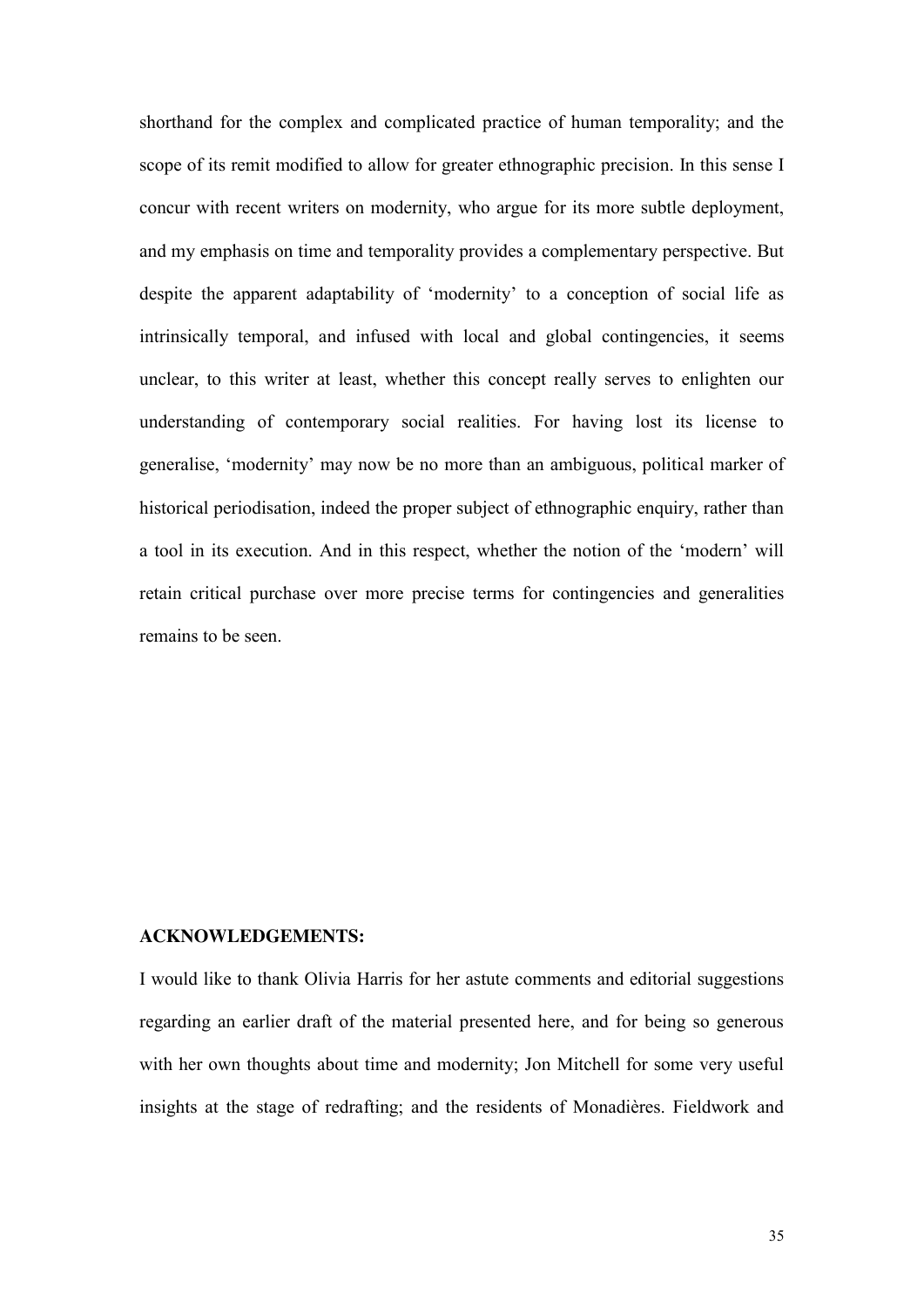shorthand for the complex and complicated practice of human temporality; and the scope of its remit modified to allow for greater ethnographic precision. In this sense I concur with recent writers on modernity, who argue for its more subtle deployment, and my emphasis on time and temporality provides a complementary perspective. But despite the apparent adaptability of 'modernity' to a conception of social life as intrinsically temporal, and infused with local and global contingencies, it seems unclear, to this writer at least, whether this concept really serves to enlighten our understanding of contemporary social realities. For having lost its license to generalise, 'modernity' may now be no more than an ambiguous, political marker of historical periodisation, indeed the proper subject of ethnographic enquiry, rather than a tool in its execution. And in this respect, whether the notion of the 'modern' will retain critical purchase over more precise terms for contingencies and generalities remains to be seen.

**ACKNOWLEDGEMENTS:**

I would like to thank Olivia Harris for her astute comments and editorial suggestions regarding an earlier draft of the material presented here, and for being so generous with her own thoughts about time and modernity; Jon Mitchell for some very useful insights at the stage of redrafting; and the residents of Monadières. Fieldwork and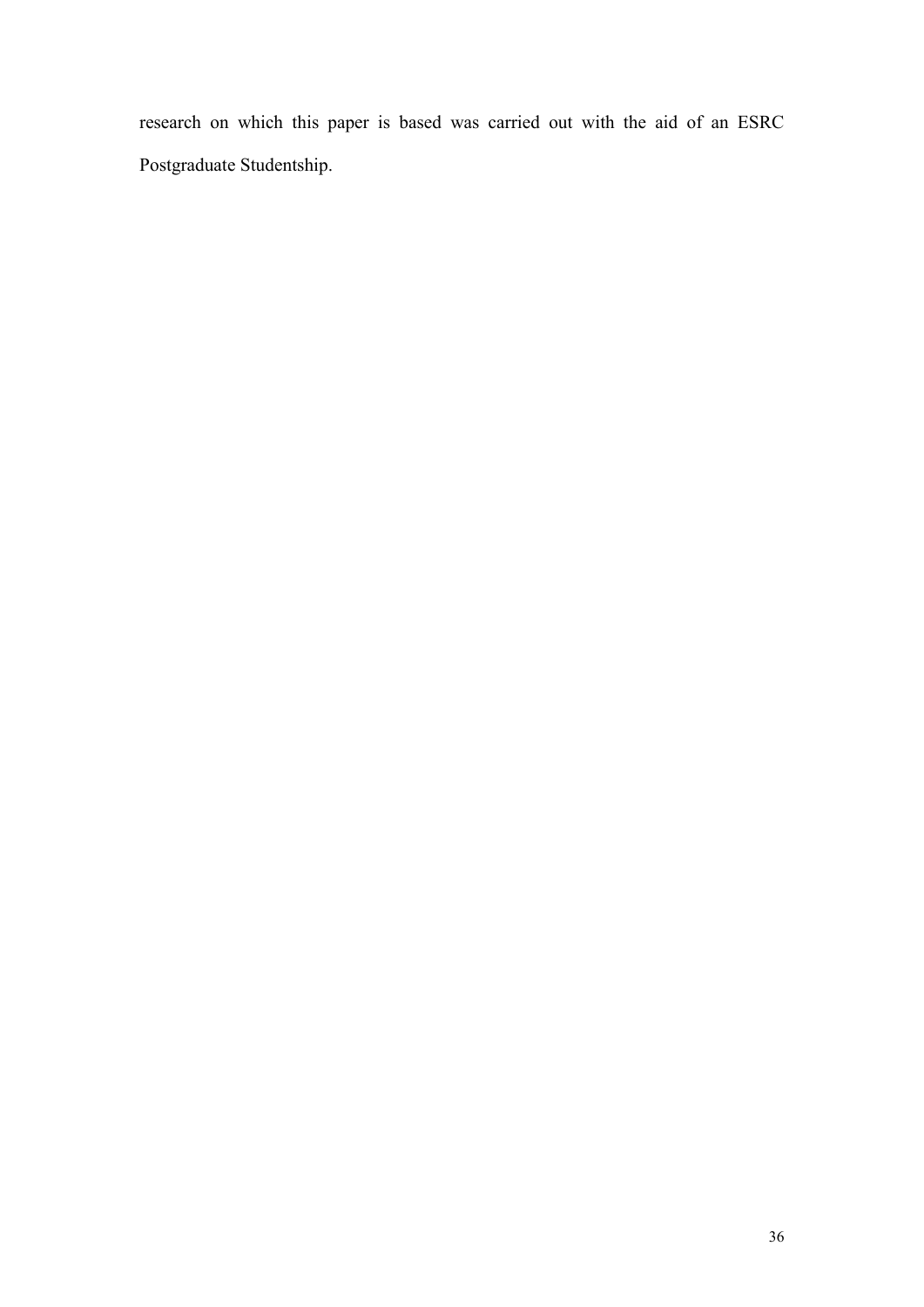research on which this paper is based was carried out with the aid of an ESRC Postgraduate Studentship.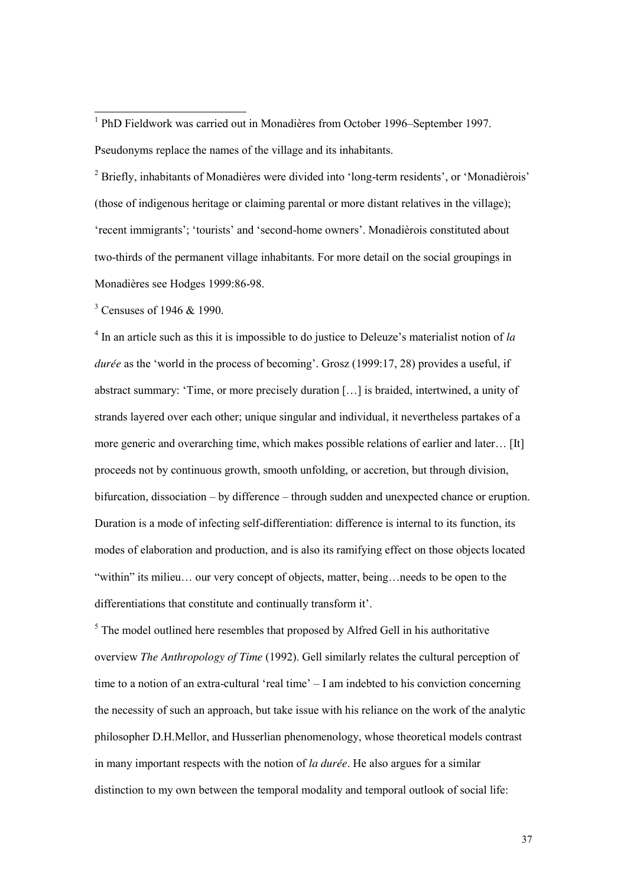[1] PhD Fieldwork was carried out in Monadières from October 1996–September 1997. Pseudonyms replace the names of the village and its inhabitants.

[2] Briefly, inhabitants of Monadières were divided into 'long-term residents', or 'Monadièrois' (those of indigenous heritage or claiming parental or more distant relatives in the village); 'recent immigrants'; 'tourists' and 'second-home owners'. Monadièrois constituted about two-thirds of the permanent village inhabitants. For more detail on the social groupings in Monadières see Hodges 1999:86-98.

[3] Censuses of 1946 & 1990.

[4] In an article such as this it is impossible to do justice to Deleuze's materialist notion of *la durée* as the 'world in the process of becoming'. Grosz (1999:17, 28) provides a useful, if abstract summary: 'Time, or more precisely duration […] is braided, intertwined, a unity of strands layered over each other; unique singular and individual, it nevertheless partakes of a more generic and overarching time, which makes possible relations of earlier and later… [It] proceeds not by continuous growth, smooth unfolding, or accretion, but through division, bifurcation, dissociation – by difference – through sudden and unexpected chance or eruption. Duration is a mode of infecting self-differentiation: difference is internal to its function, its modes of elaboration and production, and is also its ramifying effect on those objects located "within" its milieu… our very concept of objects, matter, being…needs to be open to the differentiations that constitute and continually transform it'.

[5] The model outlined here resembles that proposed by Alfred Gell in his authoritative overview *The Anthropology of Time* (1992). Gell similarly relates the cultural perception of time to a notion of an extra-cultural 'real time' – I am indebted to his conviction concerning the necessity of such an approach, but take issue with his reliance on the work of the analytic philosopher D.H.Mellor, and Husserlian phenomenology, whose theoretical models contrast in many important respects with the notion of *la durée*. He also argues for a similar distinction to my own between the temporal modality and temporal outlook of social life: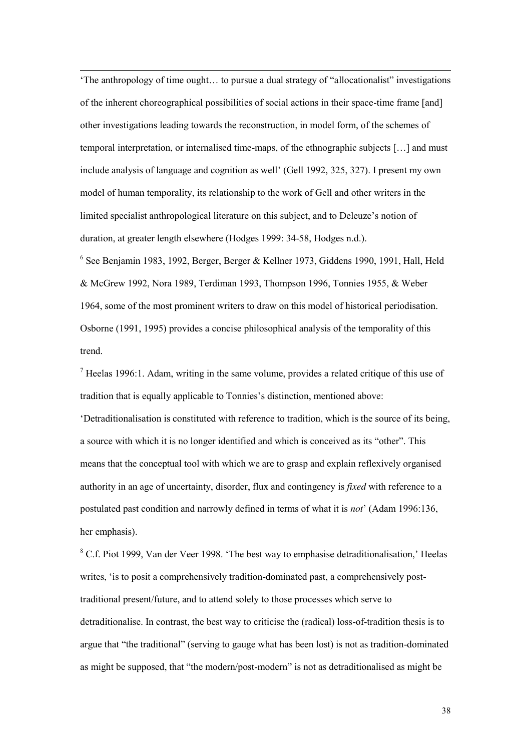'The anthropology of time ought… to pursue a dual strategy of "allocationalist" investigations of the inherent choreographical possibilities of social actions in their space-time frame [and] other investigations leading towards the reconstruction, in model form, of the schemes of temporal interpretation, or internalised time-maps, of the ethnographic subjects […] and must include analysis of language and cognition as well' (Gell 1992, 325, 327). I present my own model of human temporality, its relationship to the work of Gell and other writers in the limited specialist anthropological literature on this subject, and to Deleuze's notion of duration, at greater length elsewhere (Hodges 1999: 34-58, Hodges n.d.).

[6] See Benjamin 1983, 1992, Berger, Berger & Kellner 1973, Giddens 1990, 1991, Hall, Held & McGrew 1992, Nora 1989, Terdiman 1993, Thompson 1996, Tonnies 1955, & Weber 1964, some of the most prominent writers to draw on this model of historical periodisation. Osborne (1991, 1995) provides a concise philosophical analysis of the temporality of this trend.

[7] Heelas 1996:1. Adam, writing in the same volume, provides a related critique of this use of tradition that is equally applicable to Tonnies's distinction, mentioned above: 'Detraditionalisation is constituted with reference to tradition, which is the source of its being, a source with which it is no longer identified and which is conceived as its "other". This means that the conceptual tool with which we are to grasp and explain reflexively organised authority in an age of uncertainty, disorder, flux and contingency is *fixed* with reference to a postulated past condition and narrowly defined in terms of what it is *not*' (Adam 1996:136, her emphasis).

[8] C.f. Piot 1999, Van der Veer 1998. 'The best way to emphasise detraditionalisation,' Heelas writes, 'is to posit a comprehensively tradition-dominated past, a comprehensively post-traditional present/future, and to attend solely to those processes which serve to detraditionalise. In contrast, the best way to criticise the (radical) loss-of-tradition thesis is to argue that "the traditional" (serving to gauge what has been lost) is not as tradition-dominated as might be supposed, that "the modern/post-modern" is not as detraditionalised as might be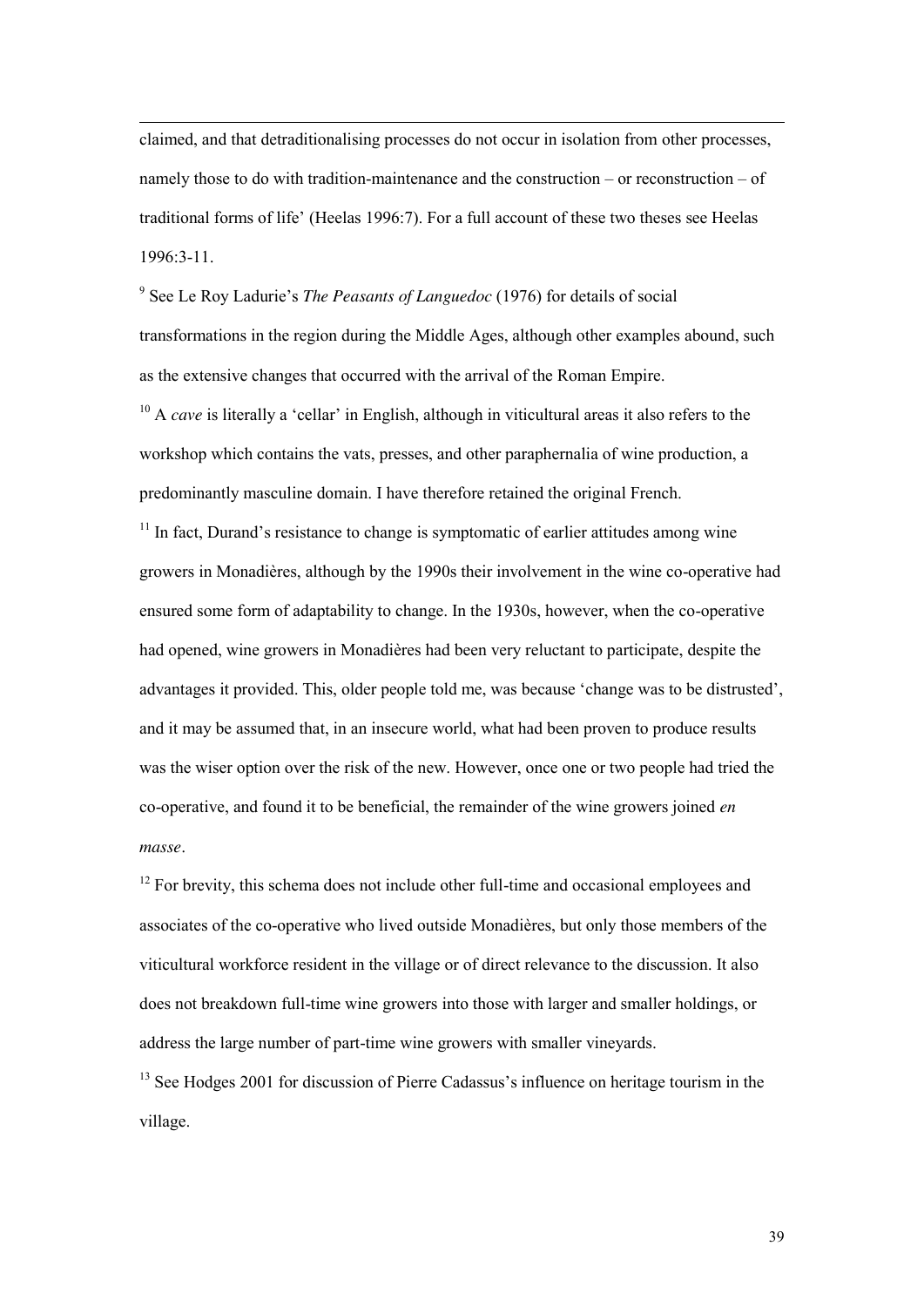claimed, and that detraditionalising processes do not occur in isolation from other processes, namely those to do with tradition-maintenance and the construction – or reconstruction – of traditional forms of life' (Heelas 1996:7). For a full account of these two theses see Heelas 1996:3-11.

[9] See Le Roy Ladurie's *The Peasants of Languedoc* (1976) for details of social transformations in the region during the Middle Ages, although other examples abound, such as the extensive changes that occurred with the arrival of the Roman Empire.

[10] A *cave* is literally a 'cellar' in English, although in viticultural areas it also refers to the workshop which contains the vats, presses, and other paraphernalia of wine production, a predominantly masculine domain. I have therefore retained the original French.

[11] In fact, Durand's resistance to change is symptomatic of earlier attitudes among wine growers in Monadières, although by the 1990s their involvement in the wine co-operative had ensured some form of adaptability to change. In the 1930s, however, when the co-operative had opened, wine growers in Monadières had been very reluctant to participate, despite the advantages it provided. This, older people told me, was because 'change was to be distrusted', and it may be assumed that, in an insecure world, what had been proven to produce results was the wiser option over the risk of the new. However, once one or two people had tried the co-operative, and found it to be beneficial, the remainder of the wine growers joined *en masse*.

[12] For brevity, this schema does not include other full-time and occasional employees and associates of the co-operative who lived outside Monadières, but only those members of the viticultural workforce resident in the village or of direct relevance to the discussion. It also does not breakdown full-time wine growers into those with larger and smaller holdings, or address the large number of part-time wine growers with smaller vineyards.

[13] See Hodges 2001 for discussion of Pierre Cadassus's influence on heritage tourism in the village.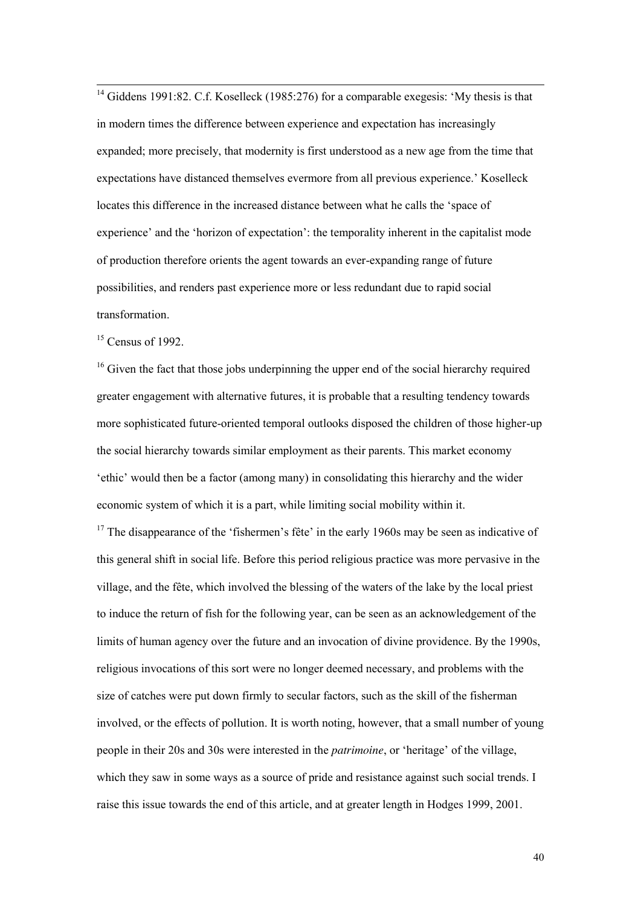[14] Giddens 1991:82. C.f. Koselleck (1985:276) for a comparable exegesis: 'My thesis is that in modern times the difference between experience and expectation has increasingly expanded; more precisely, that modernity is first understood as a new age from the time that expectations have distanced themselves evermore from all previous experience.' Koselleck locates this difference in the increased distance between what he calls the 'space of experience' and the 'horizon of expectation': the temporality inherent in the capitalist mode of production therefore orients the agent towards an ever-expanding range of future possibilities, and renders past experience more or less redundant due to rapid social transformation.

[15] Census of 1992.

[16] Given the fact that those jobs underpinning the upper end of the social hierarchy required greater engagement with alternative futures, it is probable that a resulting tendency towards more sophisticated future-oriented temporal outlooks disposed the children of those higher-up the social hierarchy towards similar employment as their parents. This market economy 'ethic' would then be a factor (among many) in consolidating this hierarchy and the wider economic system of which it is a part, while limiting social mobility within it.

[17] The disappearance of the 'fishermen's fête' in the early 1960s may be seen as indicative of this general shift in social life. Before this period religious practice was more pervasive in the village, and the fête, which involved the blessing of the waters of the lake by the local priest to induce the return of fish for the following year, can be seen as an acknowledgement of the limits of human agency over the future and an invocation of divine providence. By the 1990s, religious invocations of this sort were no longer deemed necessary, and problems with the size of catches were put down firmly to secular factors, such as the skill of the fisherman involved, or the effects of pollution. It is worth noting, however, that a small number of young people in their 20s and 30s were interested in the *patrimoine*, or 'heritage' of the village, which they saw in some ways as a source of pride and resistance against such social trends. I raise this issue towards the end of this article, and at greater length in Hodges 1999, 2001.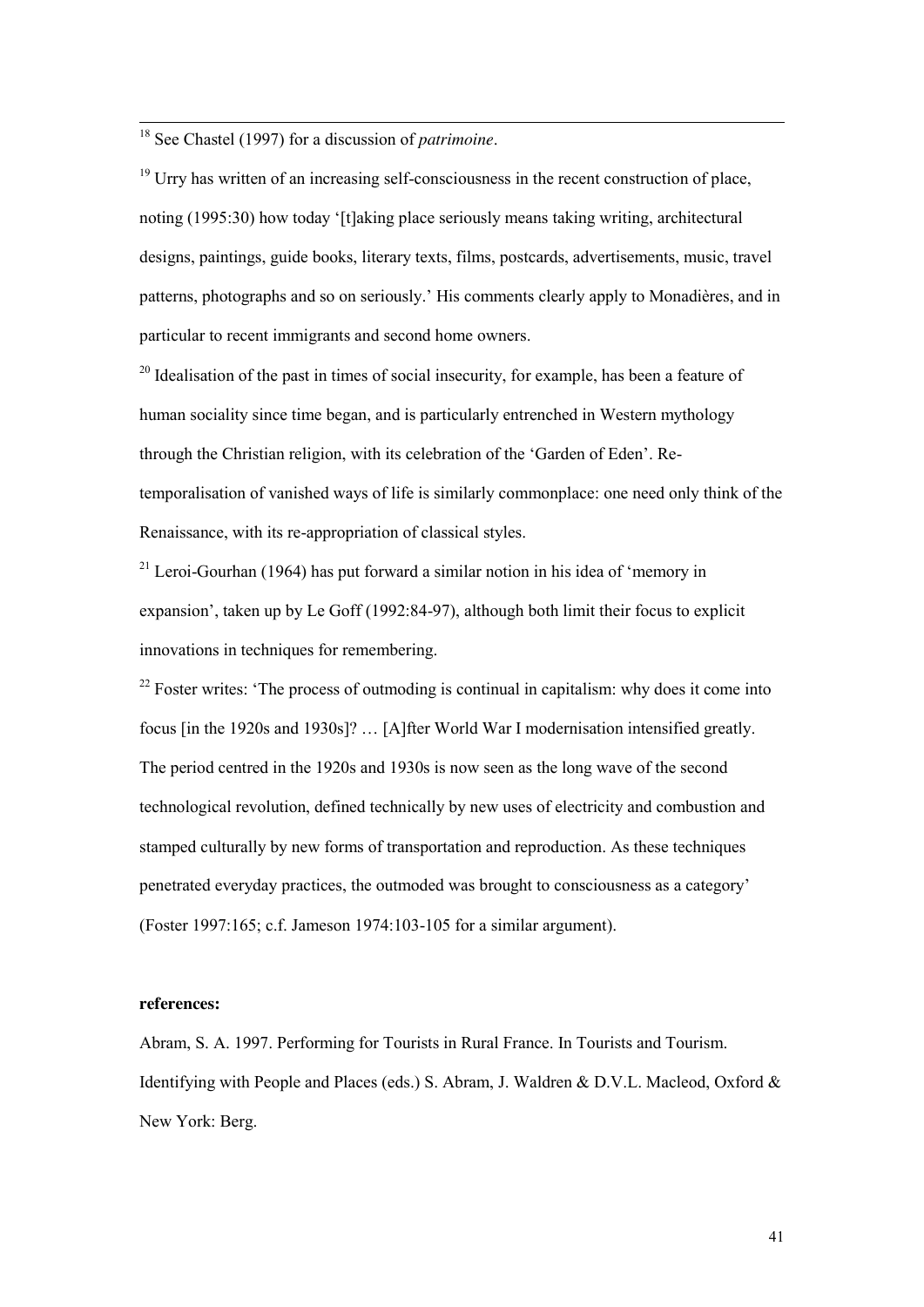[18] See Chastel (1997) for a discussion of *patrimoine*.

[19] Urry has written of an increasing self-consciousness in the recent construction of place, noting (1995:30) how today '[t]aking place seriously means taking writing, architectural designs, paintings, guide books, literary texts, films, postcards, advertisements, music, travel patterns, photographs and so on seriously.' His comments clearly apply to Monadières, and in particular to recent immigrants and second home owners.

[20] Idealisation of the past in times of social insecurity, for example, has been a feature of human sociality since time began, and is particularly entrenched in Western mythology through the Christian religion, with its celebration of the 'Garden of Eden'. Re-temporalisation of vanished ways of life is similarly commonplace: one need only think of the Renaissance, with its re-appropriation of classical styles.

[21] Leroi-Gourhan (1964) has put forward a similar notion in his idea of 'memory in expansion', taken up by Le Goff (1992:84-97), although both limit their focus to explicit innovations in techniques for remembering.

[22] Foster writes: 'The process of outmoding is continual in capitalism: why does it come into focus [in the 1920s and 1930s]? … [A]fter World War I modernisation intensified greatly. The period centred in the 1920s and 1930s is now seen as the long wave of the second technological revolution, defined technically by new uses of electricity and combustion and stamped culturally by new forms of transportation and reproduction. As these techniques penetrated everyday practices, the outmoded was brought to consciousness as a category' (Foster 1997:165; c.f. Jameson 1974:103-105 for a similar argument).

**references:**

Abram, S. A. 1997. Performing for Tourists in Rural France. In Tourists and Tourism. Identifying with People and Places (eds.) S. Abram, J. Waldren & D.V.L. Macleod, Oxford & New York: Berg.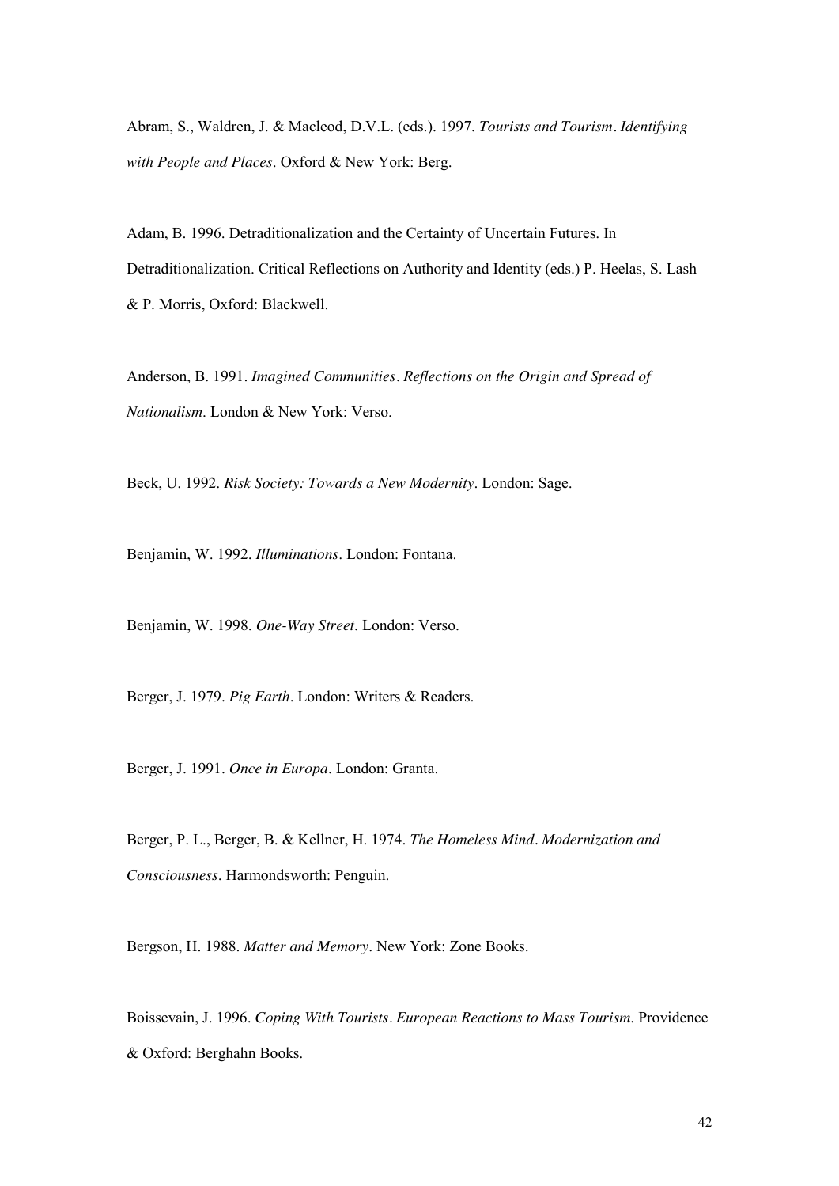Abram, S., Waldren, J. & Macleod, D.V.L. (eds.). 1997. *Tourists and Tourism. Identifying with People and Places*. Oxford & New York: Berg.

Adam, B. 1996. Detraditionalization and the Certainty of Uncertain Futures. In Detraditionalization. Critical Reflections on Authority and Identity (eds.) P. Heelas, S. Lash & P. Morris, Oxford: Blackwell.

Anderson, B. 1991. *Imagined Communities. Reflections on the Origin and Spread of Nationalism*. London & New York: Verso.

Beck, U. 1992. *Risk Society: Towards a New Modernity*. London: Sage.

Benjamin, W. 1992. *Illuminations*. London: Fontana.

Benjamin, W. 1998. *One-Way Street*. London: Verso.

Berger, J. 1979. *Pig Earth*. London: Writers & Readers.

Berger, J. 1991. *Once in Europa*. London: Granta.

Berger, P. L., Berger, B. & Kellner, H. 1974. *The Homeless Mind. Modernization and Consciousness*. Harmondsworth: Penguin.

Bergson, H. 1988. *Matter and Memory*. New York: Zone Books.

Boissevain, J. 1996. *Coping With Tourists. European Reactions to Mass Tourism*. Providence & Oxford: Berghahn Books.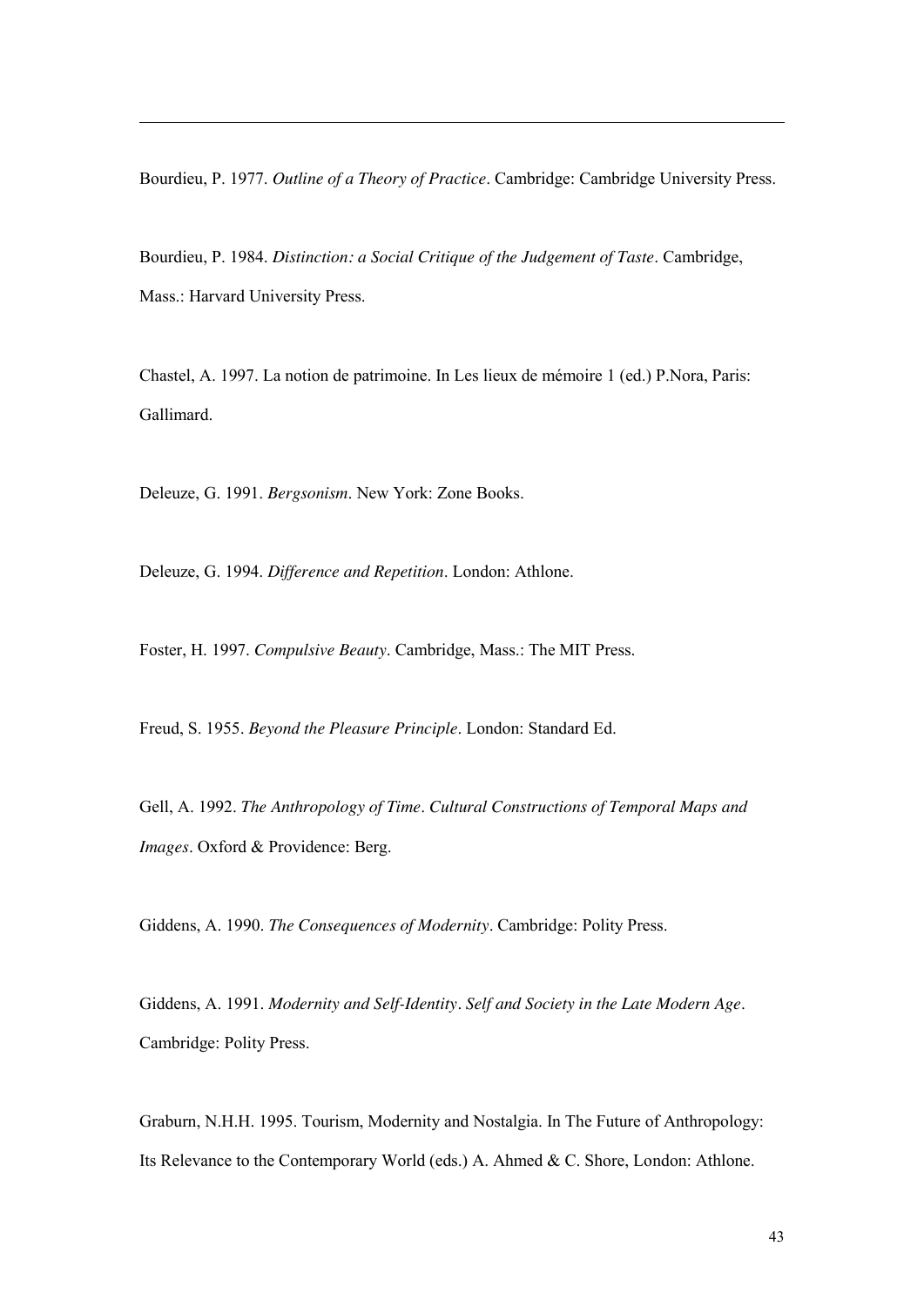Bourdieu, P. 1977. *Outline of a Theory of Practice*. Cambridge: Cambridge University Press.

Bourdieu, P. 1984. *Distinction: a Social Critique of the Judgement of Taste*. Cambridge, Mass.: Harvard University Press.

Chastel, A. 1997. La notion de patrimoine. In Les lieux de mémoire 1 (ed.) P.Nora, Paris: Gallimard.

Deleuze, G. 1991. *Bergsonism*. New York: Zone Books.

Deleuze, G. 1994. *Difference and Repetition*. London: Athlone.

Foster, H. 1997. *Compulsive Beauty*. Cambridge, Mass.: The MIT Press.

Freud, S. 1955. *Beyond the Pleasure Principle*. London: Standard Ed.

Gell, A. 1992. *The Anthropology of Time*. *Cultural Constructions of Temporal Maps and Images*. Oxford & Providence: Berg.

Giddens, A. 1990. *The Consequences of Modernity*. Cambridge: Polity Press.

Giddens, A. 1991. *Modernity and Self-Identity*. *Self and Society in the Late Modern Age*. Cambridge: Polity Press.

Graburn, N.H.H. 1995. Tourism, Modernity and Nostalgia. In The Future of Anthropology: Its Relevance to the Contemporary World (eds.) A. Ahmed & C. Shore, London: Athlone.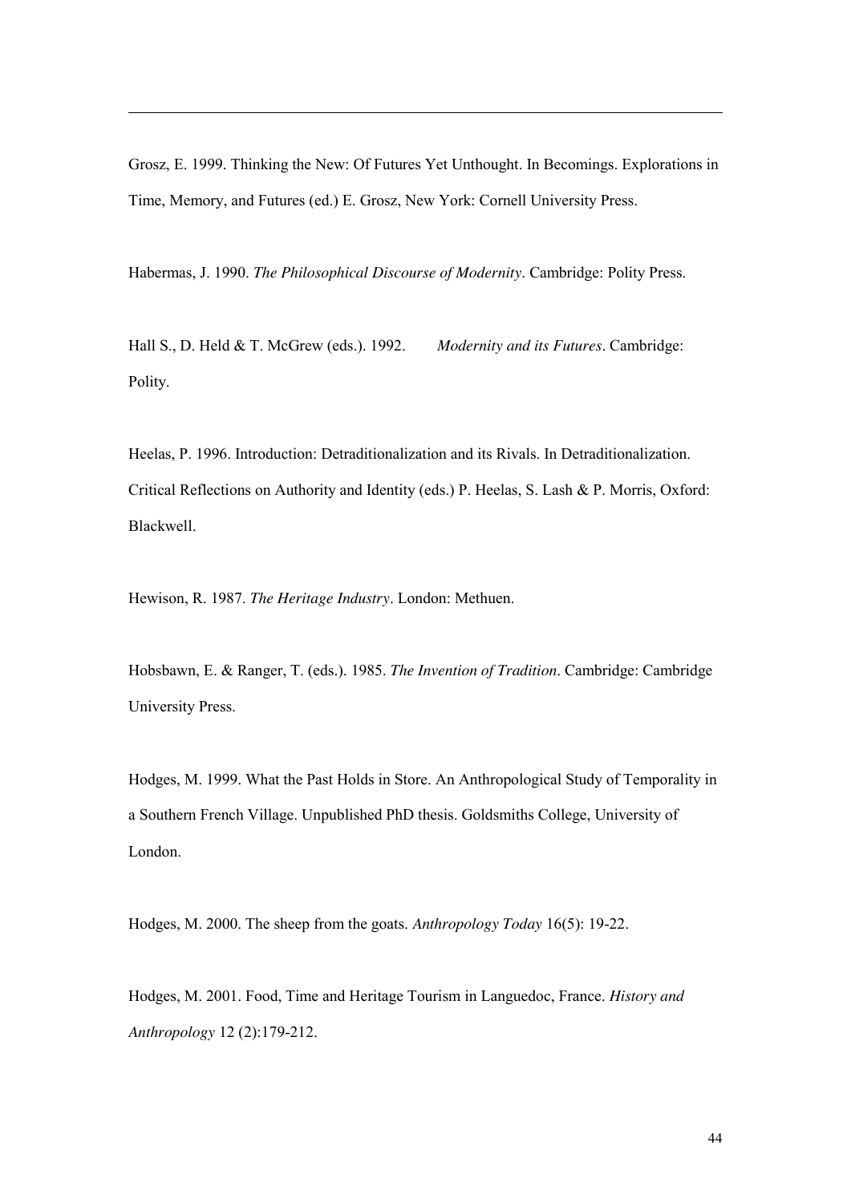Grosz, E. 1999. Thinking the New: Of Futures Yet Unthought. In Becomings. Explorations in Time, Memory, and Futures (ed.) E. Grosz, New York: Cornell University Press.

Habermas, J. 1990. *The Philosophical Discourse of Modernity*. Cambridge: Polity Press.

Hall S., D. Held & T. McGrew (eds.). 1992. *Modernity and its Futures*. Cambridge: Polity.

Heelas, P. 1996. Introduction: Detraditionalization and its Rivals. In Detraditionalization. Critical Reflections on Authority and Identity (eds.) P. Heelas, S. Lash & P. Morris, Oxford: Blackwell.

Hewison, R. 1987. *The Heritage Industry*. London: Methuen.

Hobsbawn, E. & Ranger, T. (eds.). 1985. *The Invention of Tradition*. Cambridge: Cambridge University Press.

Hodges, M. 1999. What the Past Holds in Store. An Anthropological Study of Temporality in a Southern French Village. Unpublished PhD thesis. Goldsmiths College, University of London.

Hodges, M. 2000. The sheep from the goats. *Anthropology Today* 16(5): 19-22.

Hodges, M. 2001. Food, Time and Heritage Tourism in Languedoc, France. *History and Anthropology* 12 (2):179-212.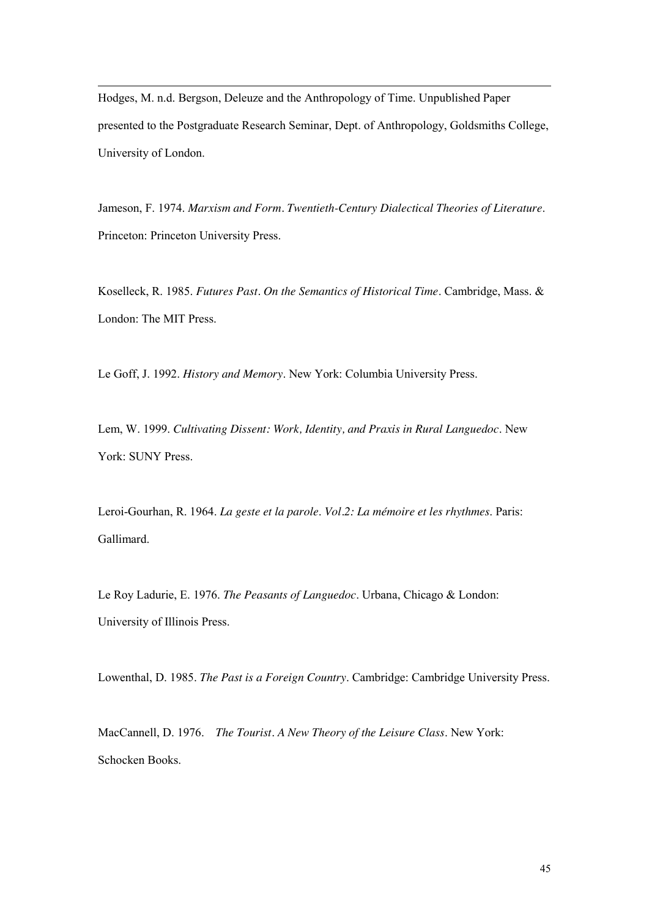Hodges, M. n.d. Bergson, Deleuze and the Anthropology of Time. Unpublished Paper presented to the Postgraduate Research Seminar, Dept. of Anthropology, Goldsmiths College, University of London.

Jameson, F. 1974. *Marxism and Form. Twentieth-Century Dialectical Theories of Literature*. Princeton: Princeton University Press.

Koselleck, R. 1985. *Futures Past. On the Semantics of Historical Time*. Cambridge, Mass. & London: The MIT Press.

Le Goff, J. 1992. *History and Memory*. New York: Columbia University Press.

Lem, W. 1999. *Cultivating Dissent: Work, Identity, and Praxis in Rural Languedoc*. New York: SUNY Press.

Leroi-Gourhan, R. 1964. *La geste et la parole. Vol.2: La mémoire et les rhythmes*. Paris: Gallimard.

Le Roy Ladurie, E. 1976. *The Peasants of Languedoc*. Urbana, Chicago & London: University of Illinois Press.

Lowenthal, D. 1985. *The Past is a Foreign Country*. Cambridge: Cambridge University Press.

MacCannell, D. 1976. *The Tourist. A New Theory of the Leisure Class*. New York: Schocken Books.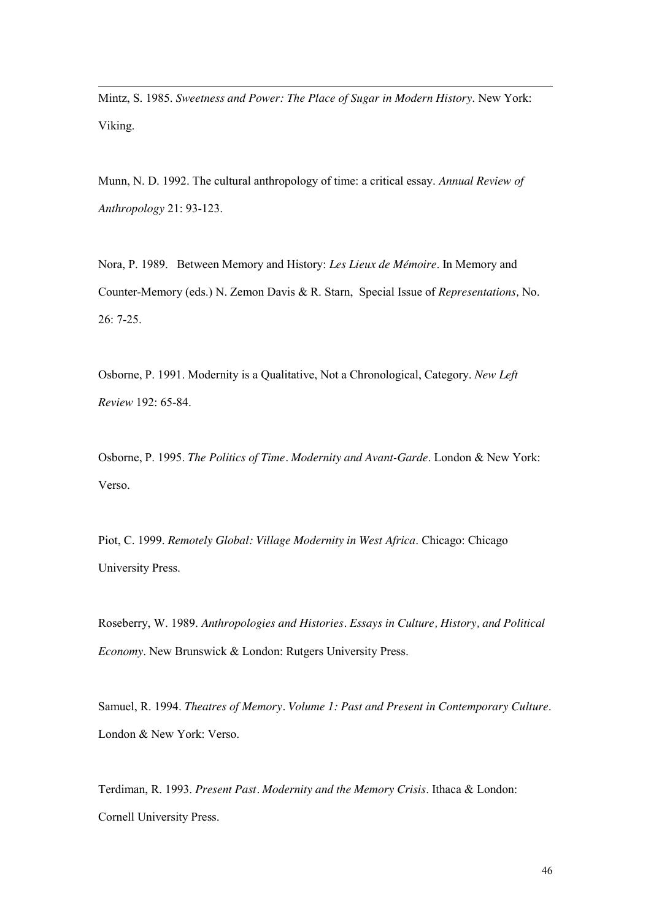Mintz, S. 1985. *Sweetness and Power: The Place of Sugar in Modern History*. New York: Viking.

Munn, N. D. 1992. The cultural anthropology of time: a critical essay. *Annual Review of Anthropology* 21: 93-123.

Nora, P. 1989. Between Memory and History: *Les Lieux de Mémoire*. In Memory and Counter-Memory (eds.) N. Zemon Davis & R. Starn, Special Issue of *Representations,* No. 26: 7-25.

Osborne, P. 1991. Modernity is a Qualitative, Not a Chronological, Category. *New Left Review* 192: 65-84.

Osborne, P. 1995. *The Politics of Time. Modernity and Avant-Garde*. London & New York: Verso.

Piot, C. 1999. *Remotely Global: Village Modernity in West Africa*. Chicago: Chicago University Press.

Roseberry, W. 1989. *Anthropologies and Histories. Essays in Culture, History, and Political Economy*. New Brunswick & London: Rutgers University Press.

Samuel, R. 1994. *Theatres of Memory. Volume 1: Past and Present in Contemporary Culture*. London & New York: Verso.

Terdiman, R. 1993. *Present Past. Modernity and the Memory Crisis*. Ithaca & London: Cornell University Press.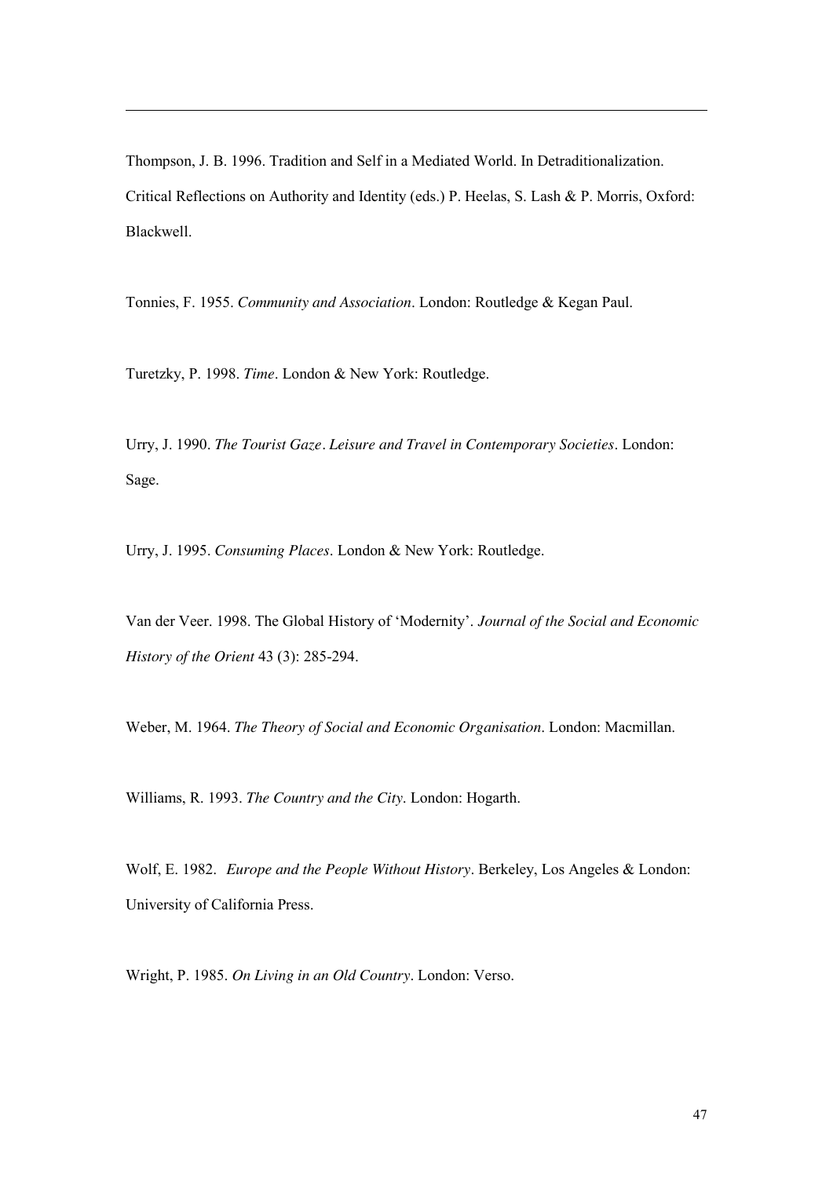Thompson, J. B. 1996. Tradition and Self in a Mediated World. In Detraditionalization. Critical Reflections on Authority and Identity (eds.) P. Heelas, S. Lash & P. Morris, Oxford: Blackwell.

Tonnies, F. 1955. *Community and Association*. London: Routledge & Kegan Paul.

Turetzky, P. 1998. *Time*. London & New York: Routledge.

Urry, J. 1990. *The Tourist Gaze*. *Leisure and Travel in Contemporary Societies*. London: Sage.

Urry, J. 1995. *Consuming Places*. London & New York: Routledge.

Van der Veer. 1998. The Global History of 'Modernity'. *Journal of the Social and Economic History of the Orient* 43 (3): 285-294.

Weber, M. 1964. *The Theory of Social and Economic Organisation*. London: Macmillan.

Williams, R. 1993. *The Country and the City*. London: Hogarth.

Wolf, E. 1982. *Europe and the People Without History*. Berkeley, Los Angeles & London: University of California Press.

Wright, P. 1985. *On Living in an Old Country*. London: Verso.